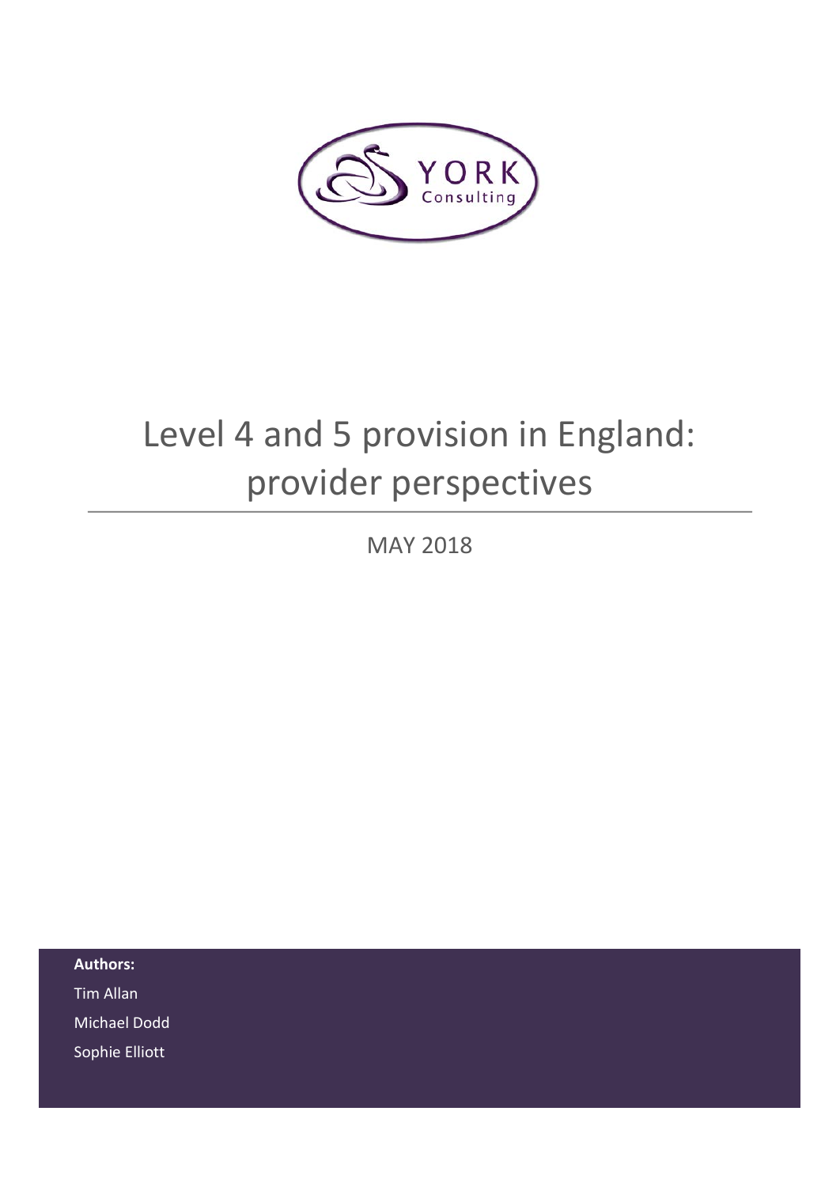YORK Consulting

# Level 4 and 5 provision in England: provider perspectives

MAY 2018

**Authors:**

Tim Allan

Michael Dodd

Sophie Elliott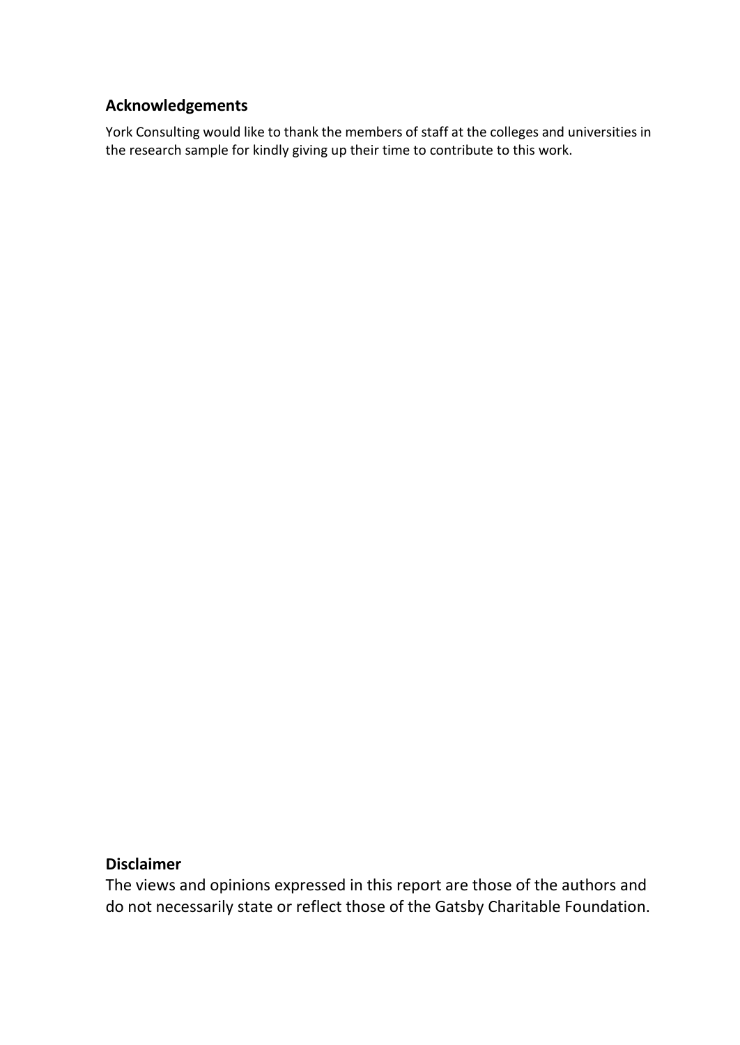## Acknowledgements

York Consulting would like to thank the members of staff at the colleges and universities in the research sample for kindly giving up their time to contribute to this work.

## Disclaimer

The views and opinions expressed in this report are those of the authors and do not necessarily state or reflect those of the Gatsby Charitable Foundation.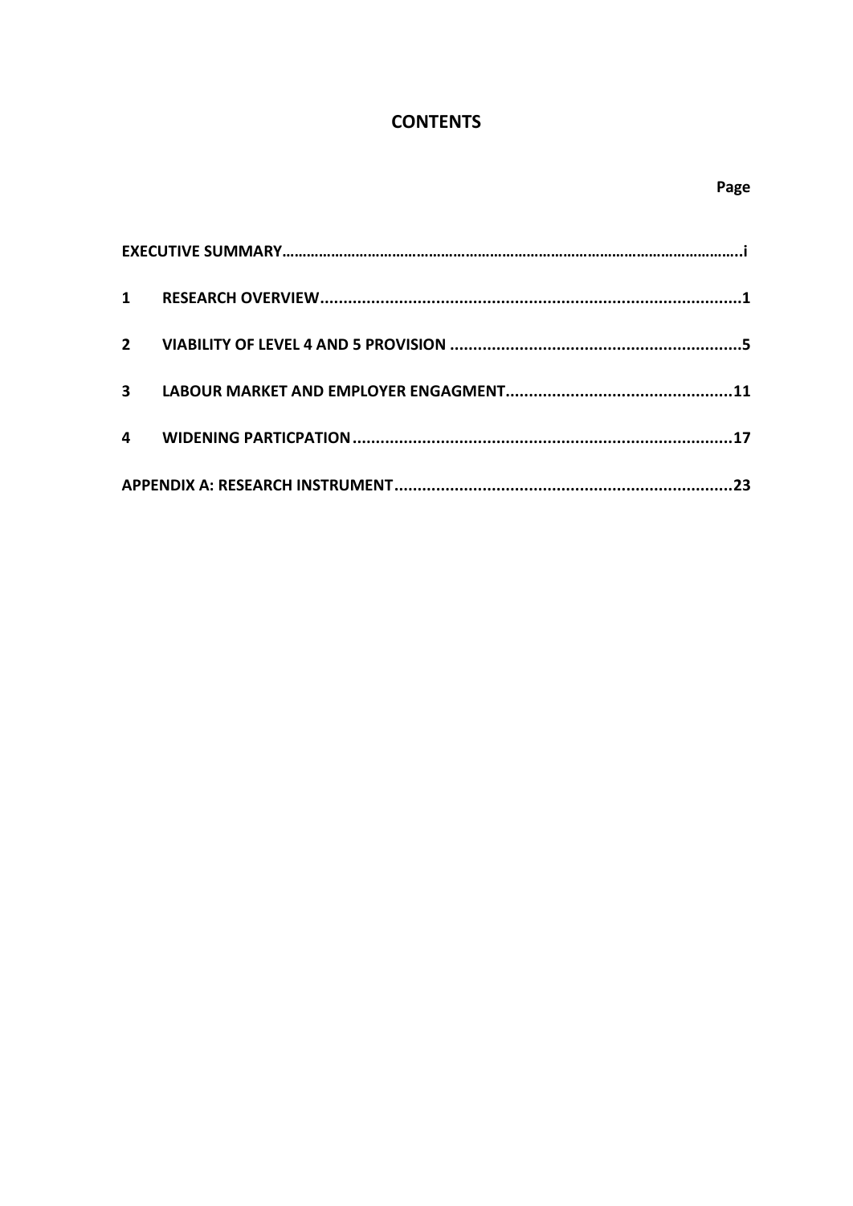# CONTENTS

| | | Page |
|---|---|---|
| EXECUTIVE SUMMARY | | i |
| 1 | RESEARCH OVERVIEW | 1 |
| 2 | VIABILITY OF LEVEL 4 AND 5 PROVISION | 5 |
| 3 | LABOUR MARKET AND EMPLOYER ENGAGMENT | 11 |
| 4 | WIDENING PARTICPATION | 17 |
| APPENDIX A: RESEARCH INSTRUMENT | | 23 |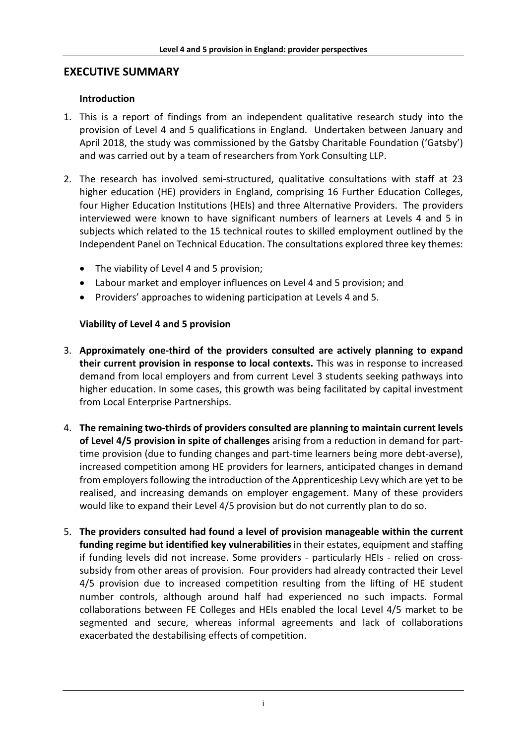## EXECUTIVE SUMMARY

### Introduction

1. This is a report of findings from an independent qualitative research study into the provision of Level 4 and 5 qualifications in England. Undertaken between January and April 2018, the study was commissioned by the Gatsby Charitable Foundation ('Gatsby') and was carried out by a team of researchers from York Consulting LLP.

2. The research has involved semi-structured, qualitative consultations with staff at 23 higher education (HE) providers in England, comprising 16 Further Education Colleges, four Higher Education Institutions (HEIs) and three Alternative Providers. The providers interviewed were known to have significant numbers of learners at Levels 4 and 5 in subjects which related to the 15 technical routes to skilled employment outlined by the Independent Panel on Technical Education. The consultations explored three key themes:

   - The viability of Level 4 and 5 provision;
   - Labour market and employer influences on Level 4 and 5 provision; and
   - Providers' approaches to widening participation at Levels 4 and 5.

### Viability of Level 4 and 5 provision

3. **Approximately one-third of the providers consulted are actively planning to expand their current provision in response to local contexts.** This was in response to increased demand from local employers and from current Level 3 students seeking pathways into higher education. In some cases, this growth was being facilitated by capital investment from Local Enterprise Partnerships.

4. **The remaining two-thirds of providers consulted are planning to maintain current levels of Level 4/5 provision in spite of challenges** arising from a reduction in demand for part-time provision (due to funding changes and part-time learners being more debt-averse), increased competition among HE providers for learners, anticipated changes in demand from employers following the introduction of the Apprenticeship Levy which are yet to be realised, and increasing demands on employer engagement. Many of these providers would like to expand their Level 4/5 provision but do not currently plan to do so.

5. **The providers consulted had found a level of provision manageable within the current funding regime but identified key vulnerabilities** in their estates, equipment and staffing if funding levels did not increase. Some providers - particularly HEIs - relied on cross-subsidy from other areas of provision. Four providers had already contracted their Level 4/5 provision due to increased competition resulting from the lifting of HE student number controls, although around half had experienced no such impacts. Formal collaborations between FE Colleges and HEIs enabled the local Level 4/5 market to be segmented and secure, whereas informal agreements and lack of collaborations exacerbated the destabilising effects of competition.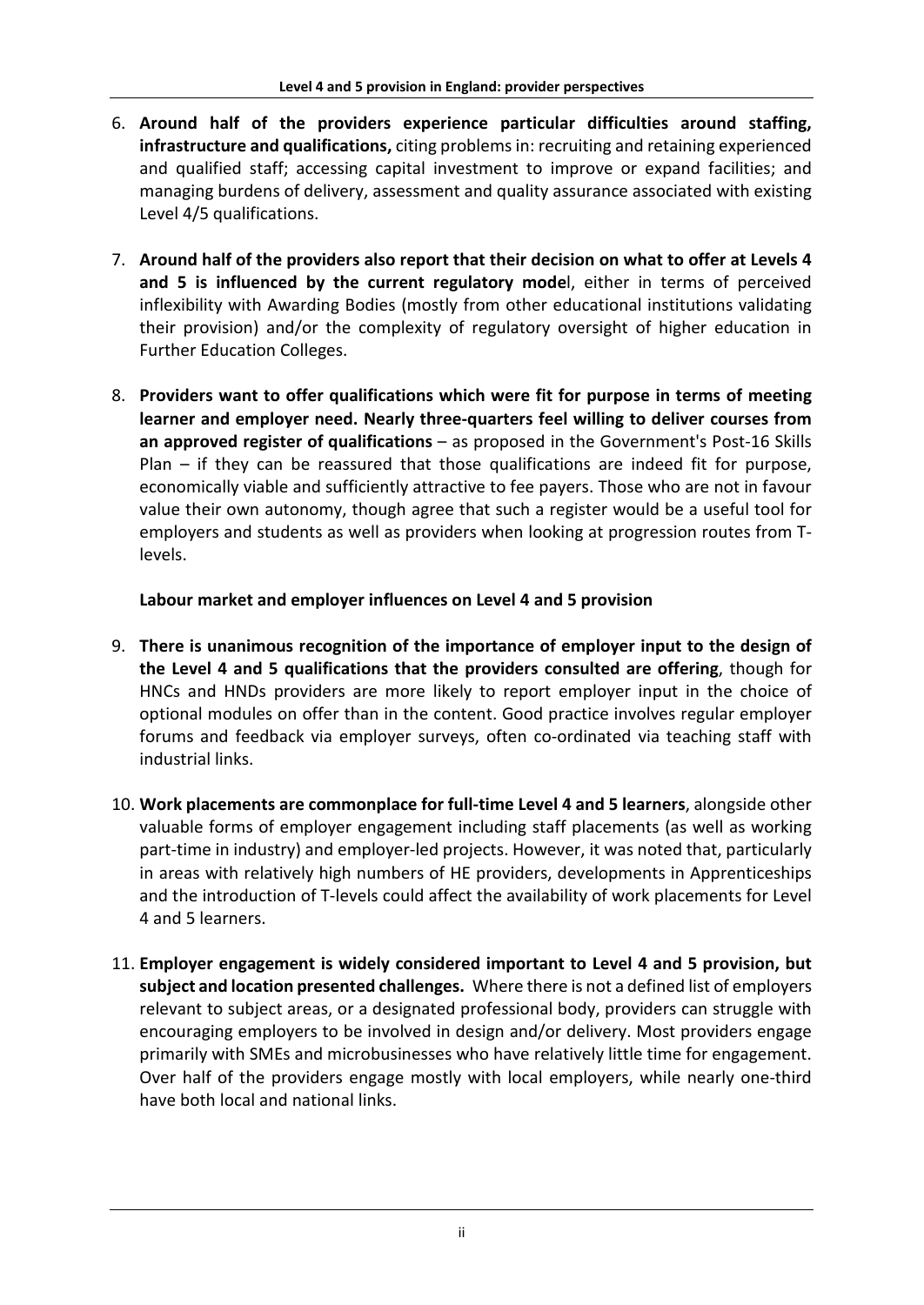6. **Around half of the providers experience particular difficulties around staffing, infrastructure and qualifications,** citing problems in: recruiting and retaining experienced and qualified staff; accessing capital investment to improve or expand facilities; and managing burdens of delivery, assessment and quality assurance associated with existing Level 4/5 qualifications.

7. **Around half of the providers also report that their decision on what to offer at Levels 4 and 5 is influenced by the current regulatory mode**l, either in terms of perceived inflexibility with Awarding Bodies (mostly from other educational institutions validating their provision) and/or the complexity of regulatory oversight of higher education in Further Education Colleges.

8. **Providers want to offer qualifications which were fit for purpose in terms of meeting learner and employer need. Nearly three-quarters feel willing to deliver courses from an approved register of qualifications** – as proposed in the Government's Post-16 Skills Plan – if they can be reassured that those qualifications are indeed fit for purpose, economically viable and sufficiently attractive to fee payers. Those who are not in favour value their own autonomy, though agree that such a register would be a useful tool for employers and students as well as providers when looking at progression routes from T-levels.

**Labour market and employer influences on Level 4 and 5 provision**

9. **There is unanimous recognition of the importance of employer input to the design of the Level 4 and 5 qualifications that the providers consulted are offering**, though for HNCs and HNDs providers are more likely to report employer input in the choice of optional modules on offer than in the content. Good practice involves regular employer forums and feedback via employer surveys, often co-ordinated via teaching staff with industrial links.

10. **Work placements are commonplace for full-time Level 4 and 5 learners**, alongside other valuable forms of employer engagement including staff placements (as well as working part-time in industry) and employer-led projects. However, it was noted that, particularly in areas with relatively high numbers of HE providers, developments in Apprenticeships and the introduction of T-levels could affect the availability of work placements for Level 4 and 5 learners.

11. **Employer engagement is widely considered important to Level 4 and 5 provision, but subject and location presented challenges.** Where there is not a defined list of employers relevant to subject areas, or a designated professional body, providers can struggle with encouraging employers to be involved in design and/or delivery. Most providers engage primarily with SMEs and microbusinesses who have relatively little time for engagement. Over half of the providers engage mostly with local employers, while nearly one-third have both local and national links.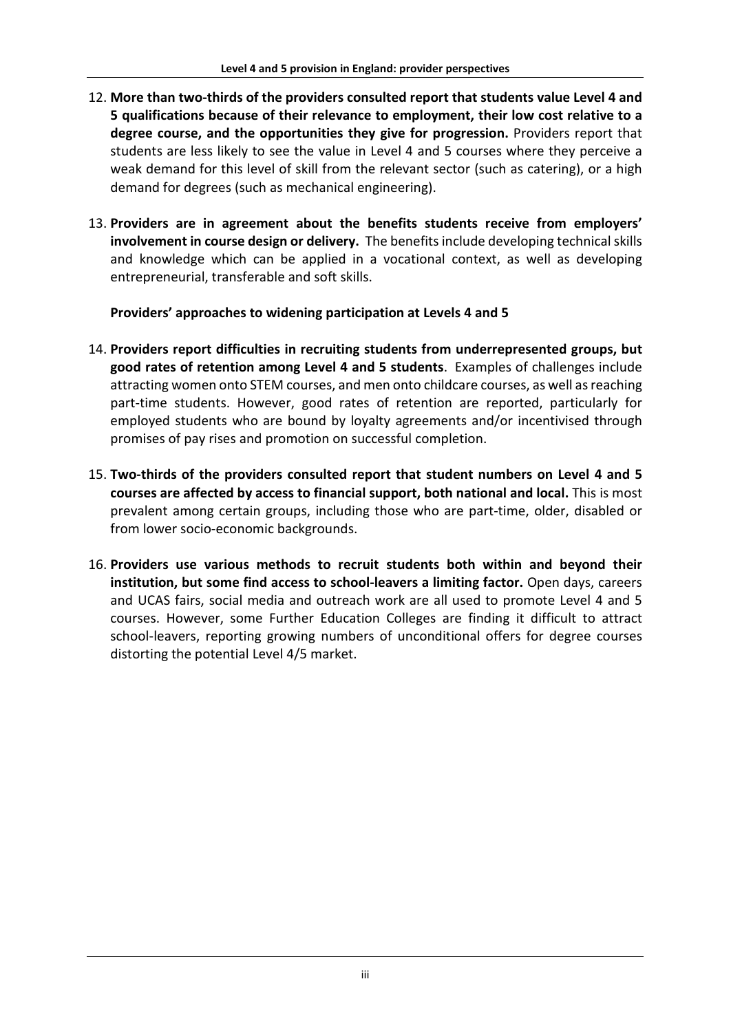12. **More than two-thirds of the providers consulted report that students value Level 4 and 5 qualifications because of their relevance to employment, their low cost relative to a degree course, and the opportunities they give for progression.** Providers report that students are less likely to see the value in Level 4 and 5 courses where they perceive a weak demand for this level of skill from the relevant sector (such as catering), or a high demand for degrees (such as mechanical engineering).

13. **Providers are in agreement about the benefits students receive from employers' involvement in course design or delivery.** The benefits include developing technical skills and knowledge which can be applied in a vocational context, as well as developing entrepreneurial, transferable and soft skills.

**Providers' approaches to widening participation at Levels 4 and 5**

14. **Providers report difficulties in recruiting students from underrepresented groups, but good rates of retention among Level 4 and 5 students**. Examples of challenges include attracting women onto STEM courses, and men onto childcare courses, as well as reaching part-time students. However, good rates of retention are reported, particularly for employed students who are bound by loyalty agreements and/or incentivised through promises of pay rises and promotion on successful completion.

15. **Two-thirds of the providers consulted report that student numbers on Level 4 and 5 courses are affected by access to financial support, both national and local.** This is most prevalent among certain groups, including those who are part-time, older, disabled or from lower socio-economic backgrounds.

16. **Providers use various methods to recruit students both within and beyond their institution, but some find access to school-leavers a limiting factor.** Open days, careers and UCAS fairs, social media and outreach work are all used to promote Level 4 and 5 courses. However, some Further Education Colleges are finding it difficult to attract school-leavers, reporting growing numbers of unconditional offers for degree courses distorting the potential Level 4/5 market.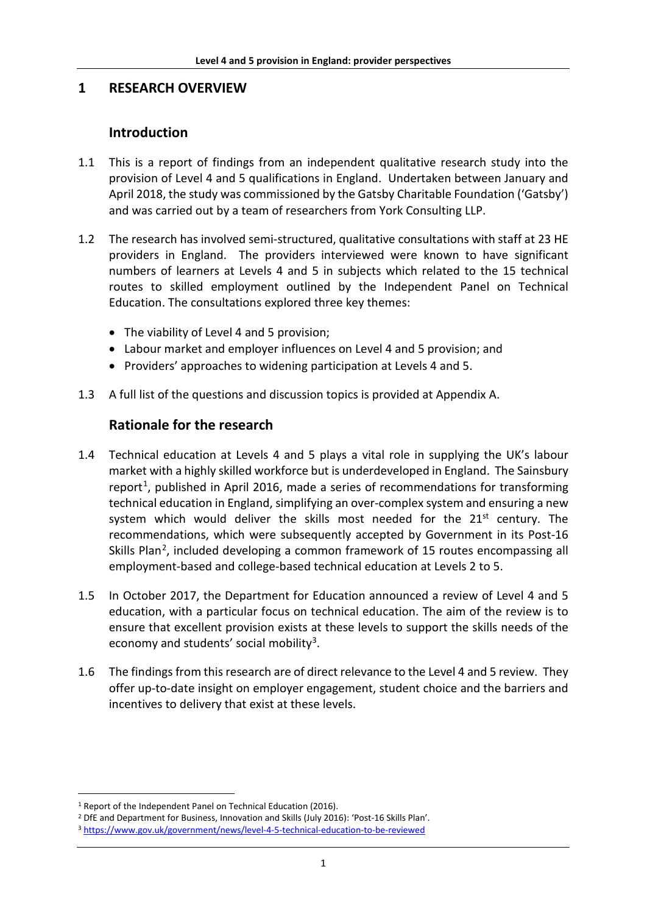# 1 RESEARCH OVERVIEW

## Introduction

1.1 This is a report of findings from an independent qualitative research study into the provision of Level 4 and 5 qualifications in England. Undertaken between January and April 2018, the study was commissioned by the Gatsby Charitable Foundation ('Gatsby') and was carried out by a team of researchers from York Consulting LLP.

1.2 The research has involved semi-structured, qualitative consultations with staff at 23 HE providers in England. The providers interviewed were known to have significant numbers of learners at Levels 4 and 5 in subjects which related to the 15 technical routes to skilled employment outlined by the Independent Panel on Technical Education. The consultations explored three key themes:

- The viability of Level 4 and 5 provision;
- Labour market and employer influences on Level 4 and 5 provision; and
- Providers' approaches to widening participation at Levels 4 and 5.

1.3 A full list of the questions and discussion topics is provided at Appendix A.

## Rationale for the research

1.4 Technical education at Levels 4 and 5 plays a vital role in supplying the UK's labour market with a highly skilled workforce but is underdeveloped in England. The Sainsbury report[1], published in April 2016, made a series of recommendations for transforming technical education in England, simplifying an over-complex system and ensuring a new system which would deliver the skills most needed for the 21st century. The recommendations, which were subsequently accepted by Government in its Post-16 Skills Plan[2], included developing a common framework of 15 routes encompassing all employment-based and college-based technical education at Levels 2 to 5.

1.5 In October 2017, the Department for Education announced a review of Level 4 and 5 education, with a particular focus on technical education. The aim of the review is to ensure that excellent provision exists at these levels to support the skills needs of the economy and students' social mobility[3].

1.6 The findings from this research are of direct relevance to the Level 4 and 5 review. They offer up-to-date insight on employer engagement, student choice and the barriers and incentives to delivery that exist at these levels.

[1] Report of the Independent Panel on Technical Education (2016).
[2] DfE and Department for Business, Innovation and Skills (July 2016): 'Post-16 Skills Plan'.
[3] https://www.gov.uk/government/news/level-4-5-technical-education-to-be-reviewed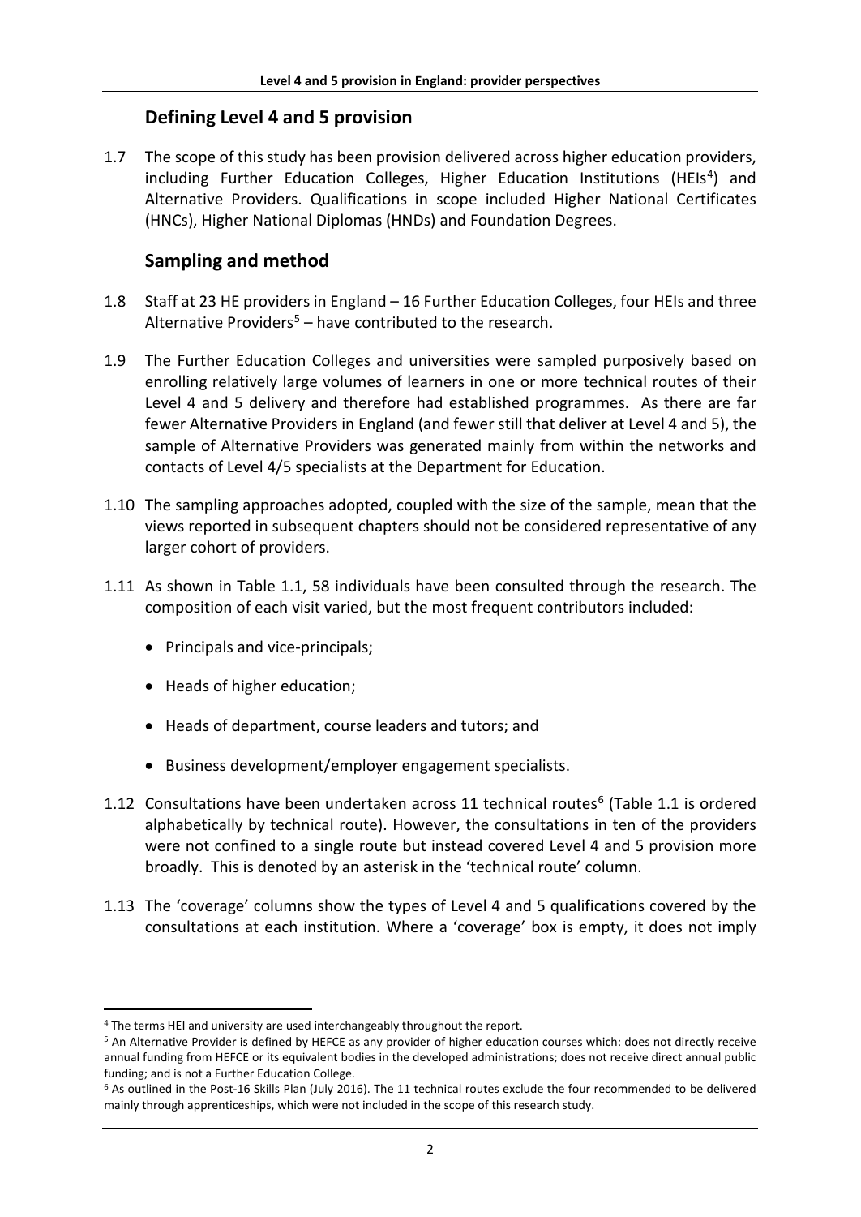## Defining Level 4 and 5 provision

1.7 The scope of this study has been provision delivered across higher education providers, including Further Education Colleges, Higher Education Institutions (HEIs[4]) and Alternative Providers. Qualifications in scope included Higher National Certificates (HNCs), Higher National Diplomas (HNDs) and Foundation Degrees.

## Sampling and method

1.8 Staff at 23 HE providers in England – 16 Further Education Colleges, four HEIs and three Alternative Providers[5] – have contributed to the research.

1.9 The Further Education Colleges and universities were sampled purposively based on enrolling relatively large volumes of learners in one or more technical routes of their Level 4 and 5 delivery and therefore had established programmes. As there are far fewer Alternative Providers in England (and fewer still that deliver at Level 4 and 5), the sample of Alternative Providers was generated mainly from within the networks and contacts of Level 4/5 specialists at the Department for Education.

1.10 The sampling approaches adopted, coupled with the size of the sample, mean that the views reported in subsequent chapters should not be considered representative of any larger cohort of providers.

1.11 As shown in Table 1.1, 58 individuals have been consulted through the research. The composition of each visit varied, but the most frequent contributors included:

- Principals and vice-principals;
- Heads of higher education;
- Heads of department, course leaders and tutors; and
- Business development/employer engagement specialists.

1.12 Consultations have been undertaken across 11 technical routes[6] (Table 1.1 is ordered alphabetically by technical route). However, the consultations in ten of the providers were not confined to a single route but instead covered Level 4 and 5 provision more broadly. This is denoted by an asterisk in the 'technical route' column.

1.13 The 'coverage' columns show the types of Level 4 and 5 qualifications covered by the consultations at each institution. Where a 'coverage' box is empty, it does not imply

---

[4] The terms HEI and university are used interchangeably throughout the report.

[5] An Alternative Provider is defined by HEFCE as any provider of higher education courses which: does not directly receive annual funding from HEFCE or its equivalent bodies in the developed administrations; does not receive direct annual public funding; and is not a Further Education College.

[6] As outlined in the Post-16 Skills Plan (July 2016). The 11 technical routes exclude the four recommended to be delivered mainly through apprenticeships, which were not included in the scope of this research study.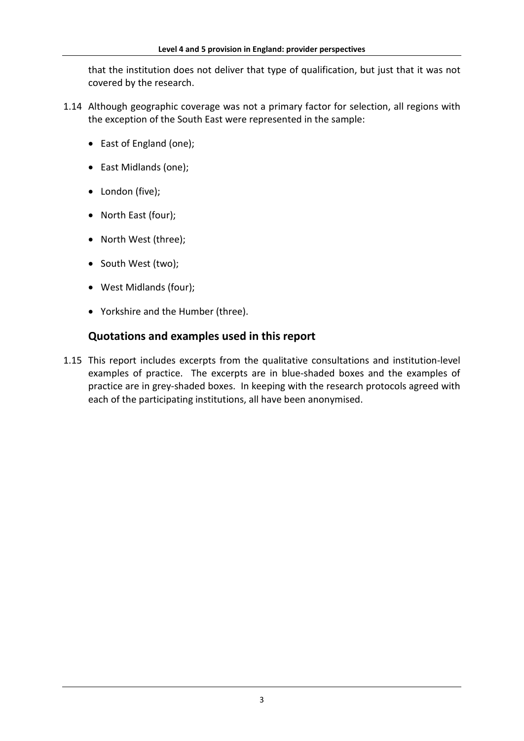that the institution does not deliver that type of qualification, but just that it was not covered by the research.

1.14 Although geographic coverage was not a primary factor for selection, all regions with the exception of the South East were represented in the sample:

- East of England (one);
- East Midlands (one);
- London (five);
- North East (four);
- North West (three);
- South West (two);
- West Midlands (four);
- Yorkshire and the Humber (three).

## Quotations and examples used in this report

1.15 This report includes excerpts from the qualitative consultations and institution-level examples of practice. The excerpts are in blue-shaded boxes and the examples of practice are in grey-shaded boxes. In keeping with the research protocols agreed with each of the participating institutions, all have been anonymised.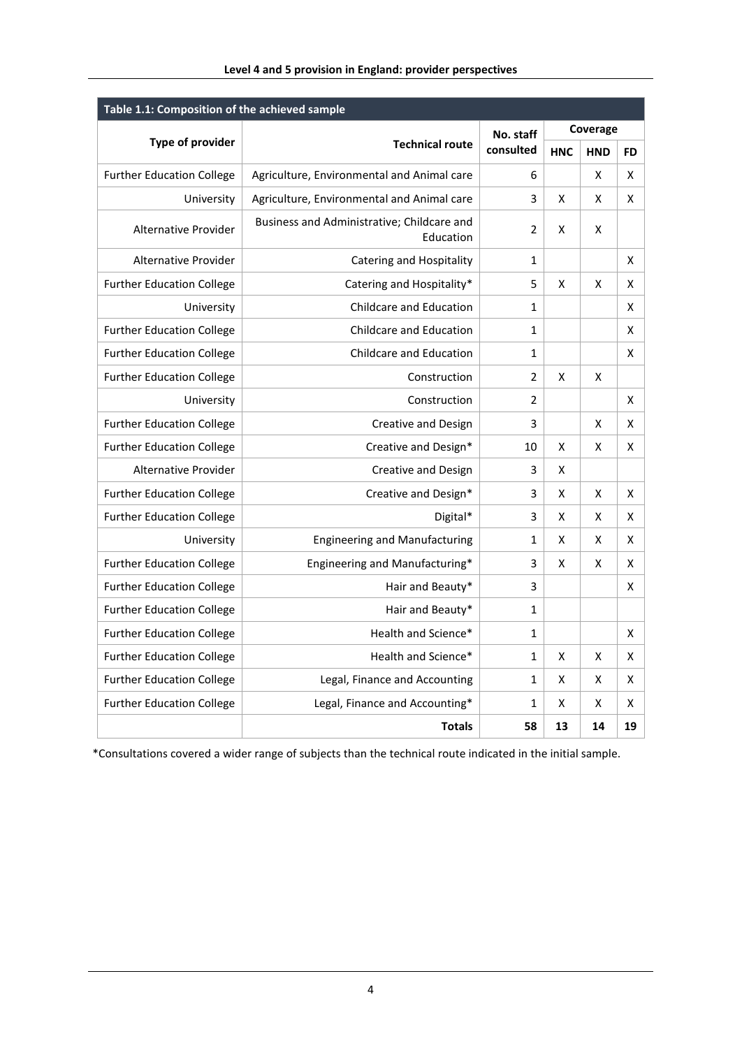**Table 1.1: Composition of the achieved sample**

| Type of provider | Technical route | No. staff consulted | Coverage | | |
|---|---|---|---|---|---|
| | | | HNC | HND | FD |
| Further Education College | Agriculture, Environmental and Animal care | 6 | | X | X |
| University | Agriculture, Environmental and Animal care | 3 | X | X | X |
| Alternative Provider | Business and Administrative; Childcare and Education | 2 | X | X | |
| Alternative Provider | Catering and Hospitality | 1 | | | X |
| Further Education College | Catering and Hospitality* | 5 | X | X | X |
| University | Childcare and Education | 1 | | | X |
| Further Education College | Childcare and Education | 1 | | | X |
| Further Education College | Childcare and Education | 1 | | | X |
| Further Education College | Construction | 2 | X | X | |
| University | Construction | 2 | | | X |
| Further Education College | Creative and Design | 3 | | X | X |
| Further Education College | Creative and Design* | 10 | X | X | X |
| Alternative Provider | Creative and Design | 3 | X | | |
| Further Education College | Creative and Design* | 3 | X | X | X |
| Further Education College | Digital* | 3 | X | X | X |
| University | Engineering and Manufacturing | 1 | X | X | X |
| Further Education College | Engineering and Manufacturing* | 3 | X | X | X |
| Further Education College | Hair and Beauty* | 3 | | | X |
| Further Education College | Hair and Beauty* | 1 | | | |
| Further Education College | Health and Science* | 1 | | | X |
| Further Education College | Health and Science* | 1 | X | X | X |
| Further Education College | Legal, Finance and Accounting | 1 | X | X | X |
| Further Education College | Legal, Finance and Accounting* | 1 | X | X | X |
| | **Totals** | **58** | **13** | **14** | **19** |

*Consultations covered a wider range of subjects than the technical route indicated in the initial sample.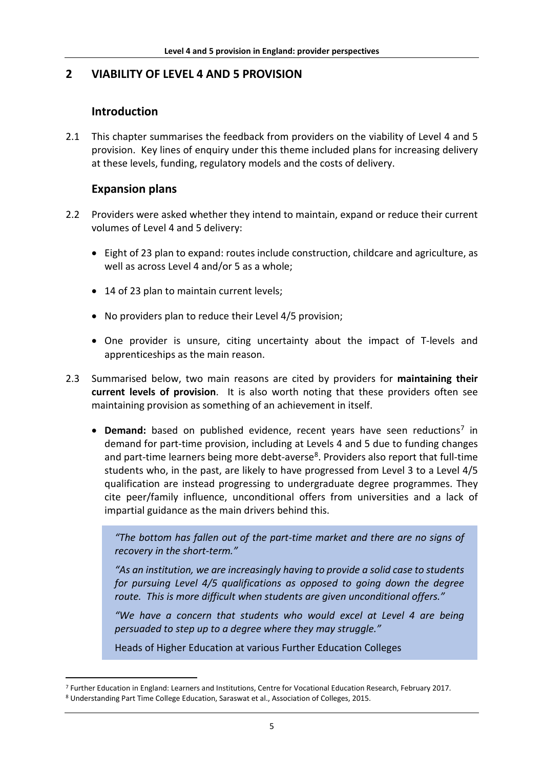## 2 VIABILITY OF LEVEL 4 AND 5 PROVISION

### Introduction

2.1 This chapter summarises the feedback from providers on the viability of Level 4 and 5 provision. Key lines of enquiry under this theme included plans for increasing delivery at these levels, funding, regulatory models and the costs of delivery.

### Expansion plans

2.2 Providers were asked whether they intend to maintain, expand or reduce their current volumes of Level 4 and 5 delivery:

- Eight of 23 plan to expand: routes include construction, childcare and agriculture, as well as across Level 4 and/or 5 as a whole;
- 14 of 23 plan to maintain current levels;
- No providers plan to reduce their Level 4/5 provision;
- One provider is unsure, citing uncertainty about the impact of T-levels and apprenticeships as the main reason.

2.3 Summarised below, two main reasons are cited by providers for **maintaining their current levels of provision**. It is also worth noting that these providers often see maintaining provision as something of an achievement in itself.

- **Demand:** based on published evidence, recent years have seen reductions[7] in demand for part-time provision, including at Levels 4 and 5 due to funding changes and part-time learners being more debt-averse[8]. Providers also report that full-time students who, in the past, are likely to have progressed from Level 3 to a Level 4/5 qualification are instead progressing to undergraduate degree programmes. They cite peer/family influence, unconditional offers from universities and a lack of impartial guidance as the main drivers behind this.

> *"The bottom has fallen out of the part-time market and there are no signs of recovery in the short-term."*
>
> *"As an institution, we are increasingly having to provide a solid case to students for pursuing Level 4/5 qualifications as opposed to going down the degree route. This is more difficult when students are given unconditional offers."*
>
> *"We have a concern that students who would excel at Level 4 are being persuaded to step up to a degree where they may struggle."*
>
> Heads of Higher Education at various Further Education Colleges

---

[7] Further Education in England: Learners and Institutions, Centre for Vocational Education Research, February 2017.

[8] Understanding Part Time College Education, Saraswat et al., Association of Colleges, 2015.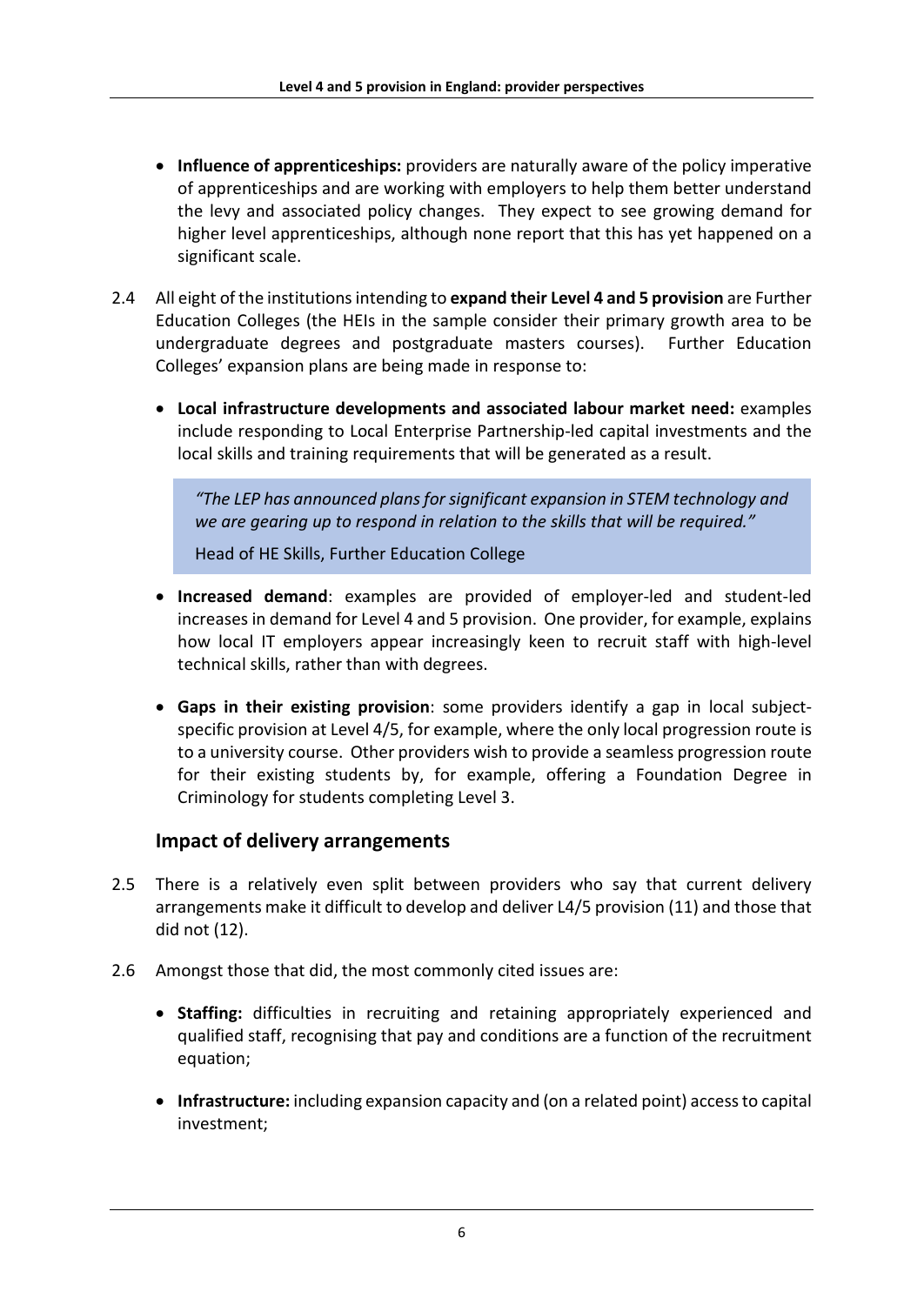- **Influence of apprenticeships:** providers are naturally aware of the policy imperative of apprenticeships and are working with employers to help them better understand the levy and associated policy changes. They expect to see growing demand for higher level apprenticeships, although none report that this has yet happened on a significant scale.

2.4 All eight of the institutions intending to **expand their Level 4 and 5 provision** are Further Education Colleges (the HEIs in the sample consider their primary growth area to be undergraduate degrees and postgraduate masters courses). Further Education Colleges' expansion plans are being made in response to:

- **Local infrastructure developments and associated labour market need:** examples include responding to Local Enterprise Partnership-led capital investments and the local skills and training requirements that will be generated as a result.

> *"The LEP has announced plans for significant expansion in STEM technology and we are gearing up to respond in relation to the skills that will be required."*
>
> Head of HE Skills, Further Education College

- **Increased demand**: examples are provided of employer-led and student-led increases in demand for Level 4 and 5 provision. One provider, for example, explains how local IT employers appear increasingly keen to recruit staff with high-level technical skills, rather than with degrees.

- **Gaps in their existing provision**: some providers identify a gap in local subject-specific provision at Level 4/5, for example, where the only local progression route is to a university course. Other providers wish to provide a seamless progression route for their existing students by, for example, offering a Foundation Degree in Criminology for students completing Level 3.

## Impact of delivery arrangements

2.5 There is a relatively even split between providers who say that current delivery arrangements make it difficult to develop and deliver L4/5 provision (11) and those that did not (12).

2.6 Amongst those that did, the most commonly cited issues are:

- **Staffing:** difficulties in recruiting and retaining appropriately experienced and qualified staff, recognising that pay and conditions are a function of the recruitment equation;

- **Infrastructure:** including expansion capacity and (on a related point) access to capital investment;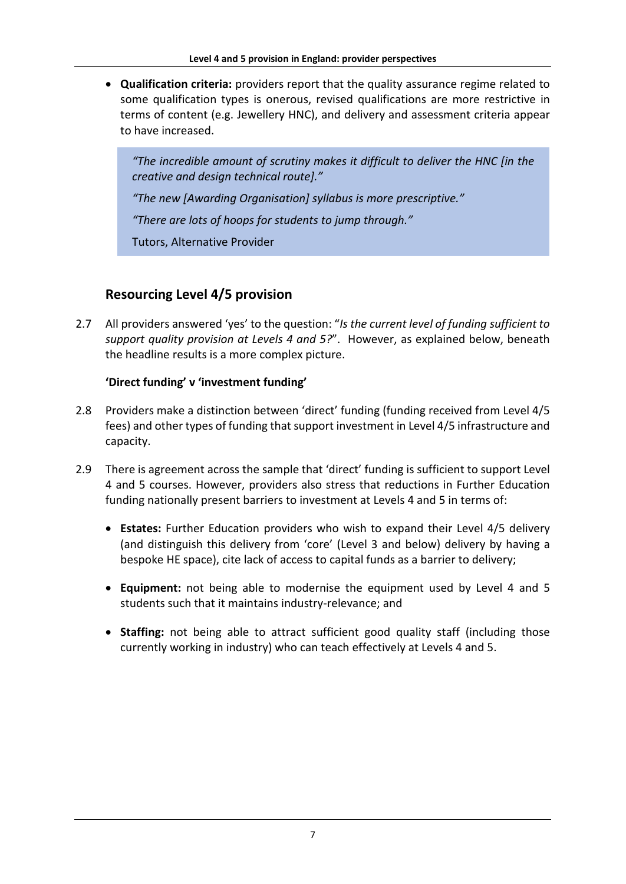- **Qualification criteria:** providers report that the quality assurance regime related to some qualification types is onerous, revised qualifications are more restrictive in terms of content (e.g. Jewellery HNC), and delivery and assessment criteria appear to have increased.

> *"The incredible amount of scrutiny makes it difficult to deliver the HNC [in the creative and design technical route]."*
>
> *"The new [Awarding Organisation] syllabus is more prescriptive."*
>
> *"There are lots of hoops for students to jump through."*
>
> Tutors, Alternative Provider

## Resourcing Level 4/5 provision

2.7 All providers answered 'yes' to the question: "*Is the current level of funding sufficient to support quality provision at Levels 4 and 5?*". However, as explained below, beneath the headline results is a more complex picture.

### 'Direct funding' v 'investment funding'

2.8 Providers make a distinction between 'direct' funding (funding received from Level 4/5 fees) and other types of funding that support investment in Level 4/5 infrastructure and capacity.

2.9 There is agreement across the sample that 'direct' funding is sufficient to support Level 4 and 5 courses. However, providers also stress that reductions in Further Education funding nationally present barriers to investment at Levels 4 and 5 in terms of:

- **Estates:** Further Education providers who wish to expand their Level 4/5 delivery (and distinguish this delivery from 'core' (Level 3 and below) delivery by having a bespoke HE space), cite lack of access to capital funds as a barrier to delivery;
- **Equipment:** not being able to modernise the equipment used by Level 4 and 5 students such that it maintains industry-relevance; and
- **Staffing:** not being able to attract sufficient good quality staff (including those currently working in industry) who can teach effectively at Levels 4 and 5.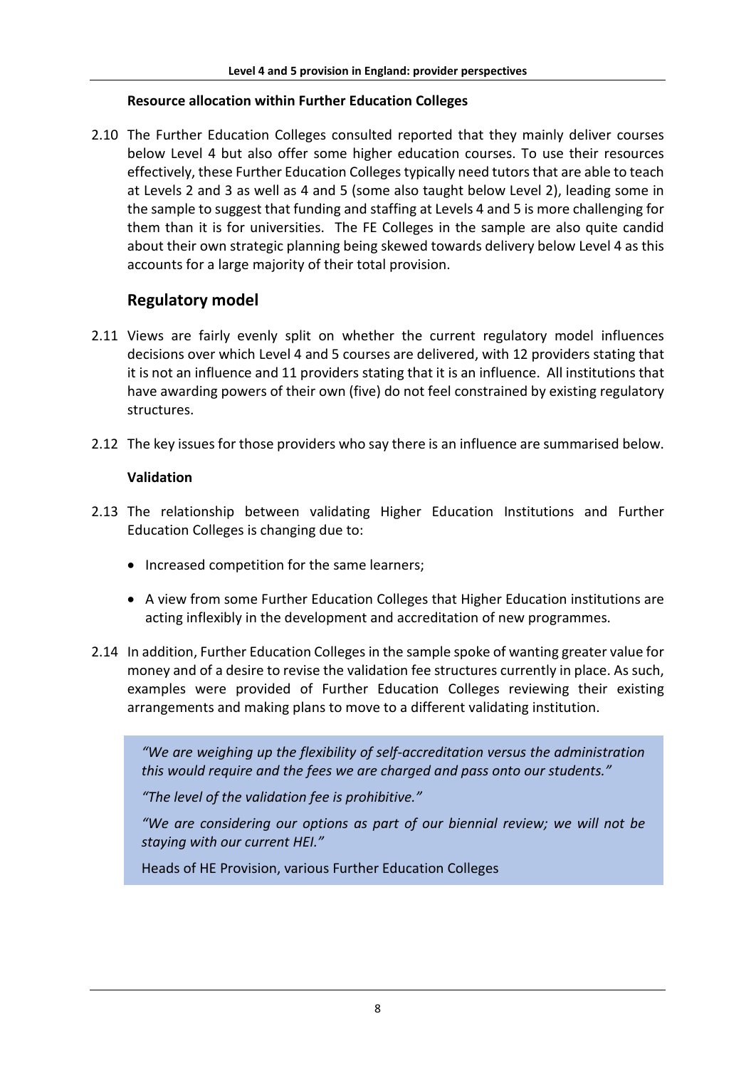**Resource allocation within Further Education Colleges**

2.10 The Further Education Colleges consulted reported that they mainly deliver courses below Level 4 but also offer some higher education courses. To use their resources effectively, these Further Education Colleges typically need tutors that are able to teach at Levels 2 and 3 as well as 4 and 5 (some also taught below Level 2), leading some in the sample to suggest that funding and staffing at Levels 4 and 5 is more challenging for them than it is for universities. The FE Colleges in the sample are also quite candid about their own strategic planning being skewed towards delivery below Level 4 as this accounts for a large majority of their total provision.

## Regulatory model

2.11 Views are fairly evenly split on whether the current regulatory model influences decisions over which Level 4 and 5 courses are delivered, with 12 providers stating that it is not an influence and 11 providers stating that it is an influence. All institutions that have awarding powers of their own (five) do not feel constrained by existing regulatory structures.

2.12 The key issues for those providers who say there is an influence are summarised below.

**Validation**

2.13 The relationship between validating Higher Education Institutions and Further Education Colleges is changing due to:

- Increased competition for the same learners;
- A view from some Further Education Colleges that Higher Education institutions are acting inflexibly in the development and accreditation of new programmes.

2.14 In addition, Further Education Colleges in the sample spoke of wanting greater value for money and of a desire to revise the validation fee structures currently in place. As such, examples were provided of Further Education Colleges reviewing their existing arrangements and making plans to move to a different validating institution.

> *"We are weighing up the flexibility of self-accreditation versus the administration this would require and the fees we are charged and pass onto our students."*
>
> *"The level of the validation fee is prohibitive."*
>
> *"We are considering our options as part of our biennial review; we will not be staying with our current HEI."*
>
> Heads of HE Provision, various Further Education Colleges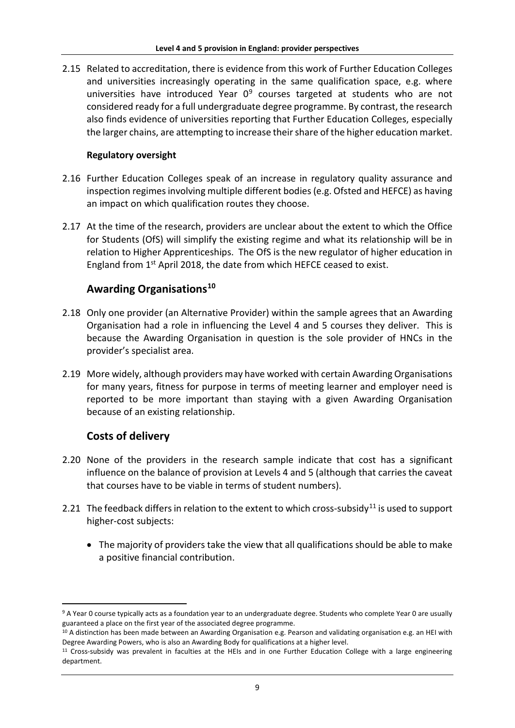2.15 Related to accreditation, there is evidence from this work of Further Education Colleges and universities increasingly operating in the same qualification space, e.g. where universities have introduced Year 0[9] courses targeted at students who are not considered ready for a full undergraduate degree programme. By contrast, the research also finds evidence of universities reporting that Further Education Colleges, especially the larger chains, are attempting to increase their share of the higher education market.

#### Regulatory oversight

2.16 Further Education Colleges speak of an increase in regulatory quality assurance and inspection regimes involving multiple different bodies (e.g. Ofsted and HEFCE) as having an impact on which qualification routes they choose.

2.17 At the time of the research, providers are unclear about the extent to which the Office for Students (OfS) will simplify the existing regime and what its relationship will be in relation to Higher Apprenticeships. The OfS is the new regulator of higher education in England from 1st April 2018, the date from which HEFCE ceased to exist.

### Awarding Organisations[10]

2.18 Only one provider (an Alternative Provider) within the sample agrees that an Awarding Organisation had a role in influencing the Level 4 and 5 courses they deliver. This is because the Awarding Organisation in question is the sole provider of HNCs in the provider's specialist area.

2.19 More widely, although providers may have worked with certain Awarding Organisations for many years, fitness for purpose in terms of meeting learner and employer need is reported to be more important than staying with a given Awarding Organisation because of an existing relationship.

### Costs of delivery

2.20 None of the providers in the research sample indicate that cost has a significant influence on the balance of provision at Levels 4 and 5 (although that carries the caveat that courses have to be viable in terms of student numbers).

2.21 The feedback differs in relation to the extent to which cross-subsidy[11] is used to support higher-cost subjects:

- The majority of providers take the view that all qualifications should be able to make a positive financial contribution.

---

[9] A Year 0 course typically acts as a foundation year to an undergraduate degree. Students who complete Year 0 are usually guaranteed a place on the first year of the associated degree programme.

[10] A distinction has been made between an Awarding Organisation e.g. Pearson and validating organisation e.g. an HEI with Degree Awarding Powers, who is also an Awarding Body for qualifications at a higher level.

[11] Cross-subsidy was prevalent in faculties at the HEIs and in one Further Education College with a large engineering department.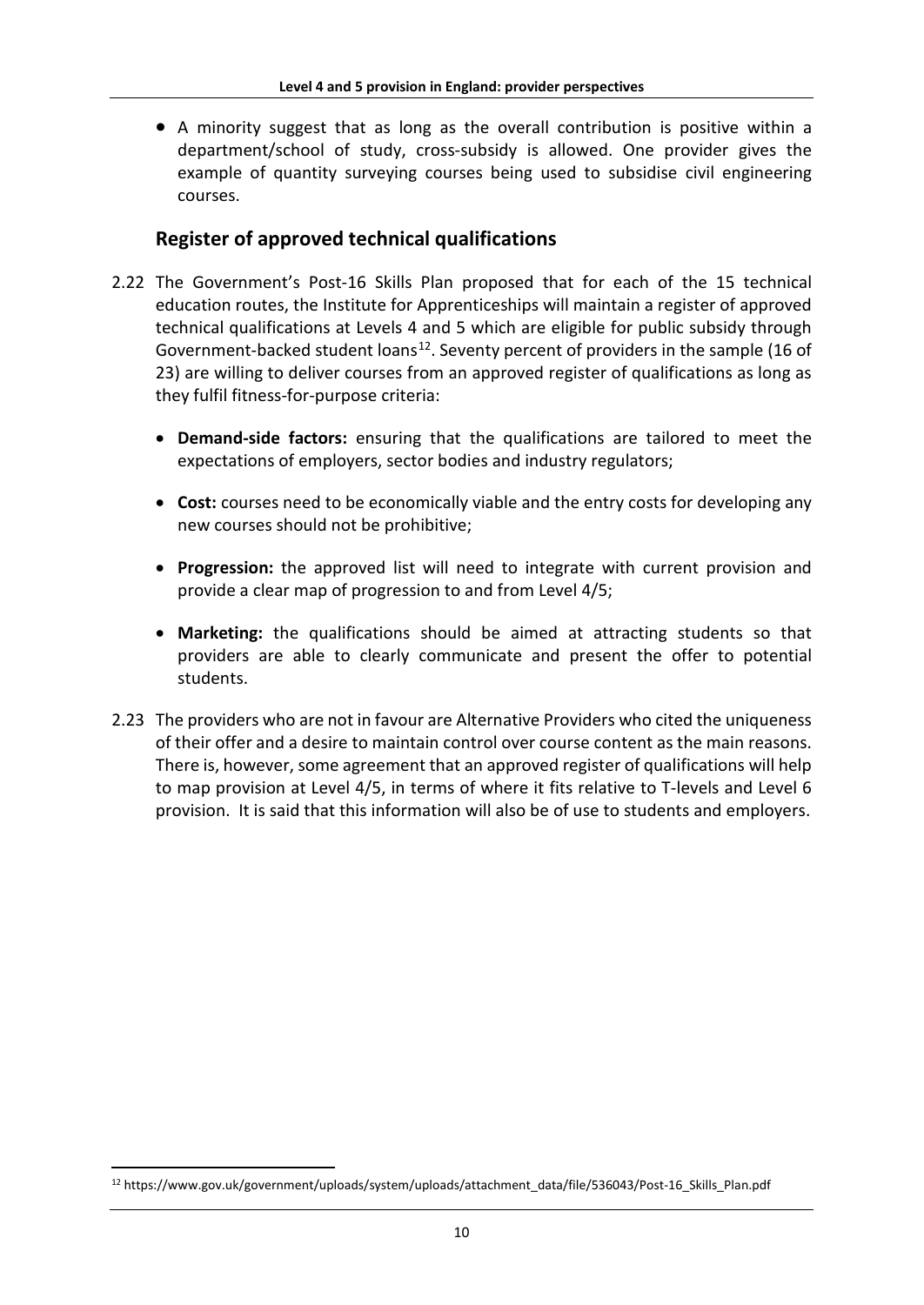- A minority suggest that as long as the overall contribution is positive within a department/school of study, cross-subsidy is allowed. One provider gives the example of quantity surveying courses being used to subsidise civil engineering courses.

## Register of approved technical qualifications

2.22 The Government's Post-16 Skills Plan proposed that for each of the 15 technical education routes, the Institute for Apprenticeships will maintain a register of approved technical qualifications at Levels 4 and 5 which are eligible for public subsidy through Government-backed student loans[12]. Seventy percent of providers in the sample (16 of 23) are willing to deliver courses from an approved register of qualifications as long as they fulfil fitness-for-purpose criteria:

- **Demand-side factors:** ensuring that the qualifications are tailored to meet the expectations of employers, sector bodies and industry regulators;
- **Cost:** courses need to be economically viable and the entry costs for developing any new courses should not be prohibitive;
- **Progression:** the approved list will need to integrate with current provision and provide a clear map of progression to and from Level 4/5;
- **Marketing:** the qualifications should be aimed at attracting students so that providers are able to clearly communicate and present the offer to potential students.

2.23 The providers who are not in favour are Alternative Providers who cited the uniqueness of their offer and a desire to maintain control over course content as the main reasons. There is, however, some agreement that an approved register of qualifications will help to map provision at Level 4/5, in terms of where it fits relative to T-levels and Level 6 provision. It is said that this information will also be of use to students and employers.

[12] https://www.gov.uk/government/uploads/system/uploads/attachment_data/file/536043/Post-16_Skills_Plan.pdf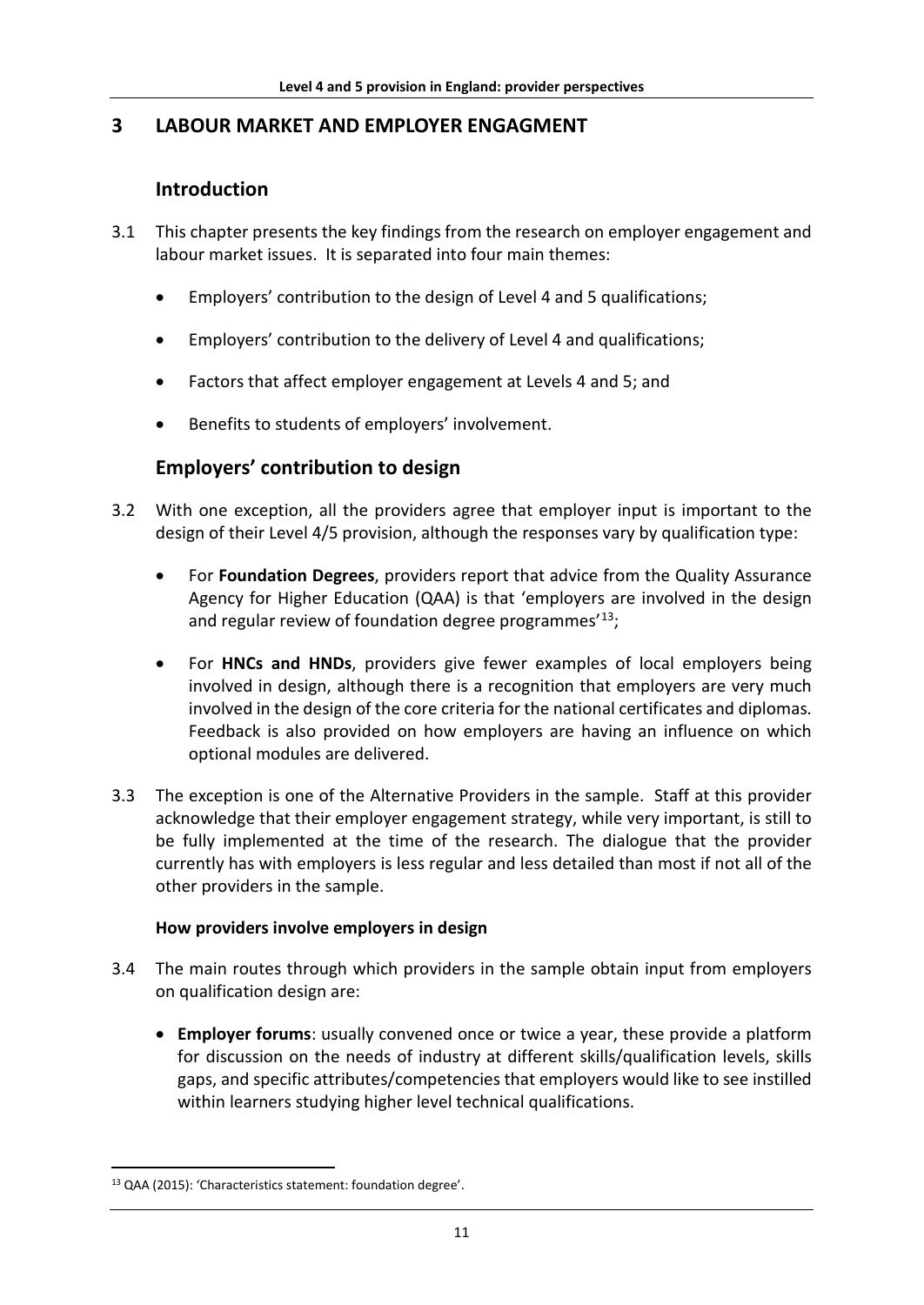## 3 LABOUR MARKET AND EMPLOYER ENGAGMENT

### Introduction

3.1 This chapter presents the key findings from the research on employer engagement and labour market issues. It is separated into four main themes:

- Employers' contribution to the design of Level 4 and 5 qualifications;
- Employers' contribution to the delivery of Level 4 and qualifications;
- Factors that affect employer engagement at Levels 4 and 5; and
- Benefits to students of employers' involvement.

### Employers' contribution to design

3.2 With one exception, all the providers agree that employer input is important to the design of their Level 4/5 provision, although the responses vary by qualification type:

- For **Foundation Degrees**, providers report that advice from the Quality Assurance Agency for Higher Education (QAA) is that 'employers are involved in the design and regular review of foundation degree programmes'[13];
- For **HNCs and HNDs**, providers give fewer examples of local employers being involved in design, although there is a recognition that employers are very much involved in the design of the core criteria for the national certificates and diplomas. Feedback is also provided on how employers are having an influence on which optional modules are delivered.

3.3 The exception is one of the Alternative Providers in the sample. Staff at this provider acknowledge that their employer engagement strategy, while very important, is still to be fully implemented at the time of the research. The dialogue that the provider currently has with employers is less regular and less detailed than most if not all of the other providers in the sample.

#### How providers involve employers in design

3.4 The main routes through which providers in the sample obtain input from employers on qualification design are:

- **Employer forums**: usually convened once or twice a year, these provide a platform for discussion on the needs of industry at different skills/qualification levels, skills gaps, and specific attributes/competencies that employers would like to see instilled within learners studying higher level technical qualifications.

[13] QAA (2015): 'Characteristics statement: foundation degree'.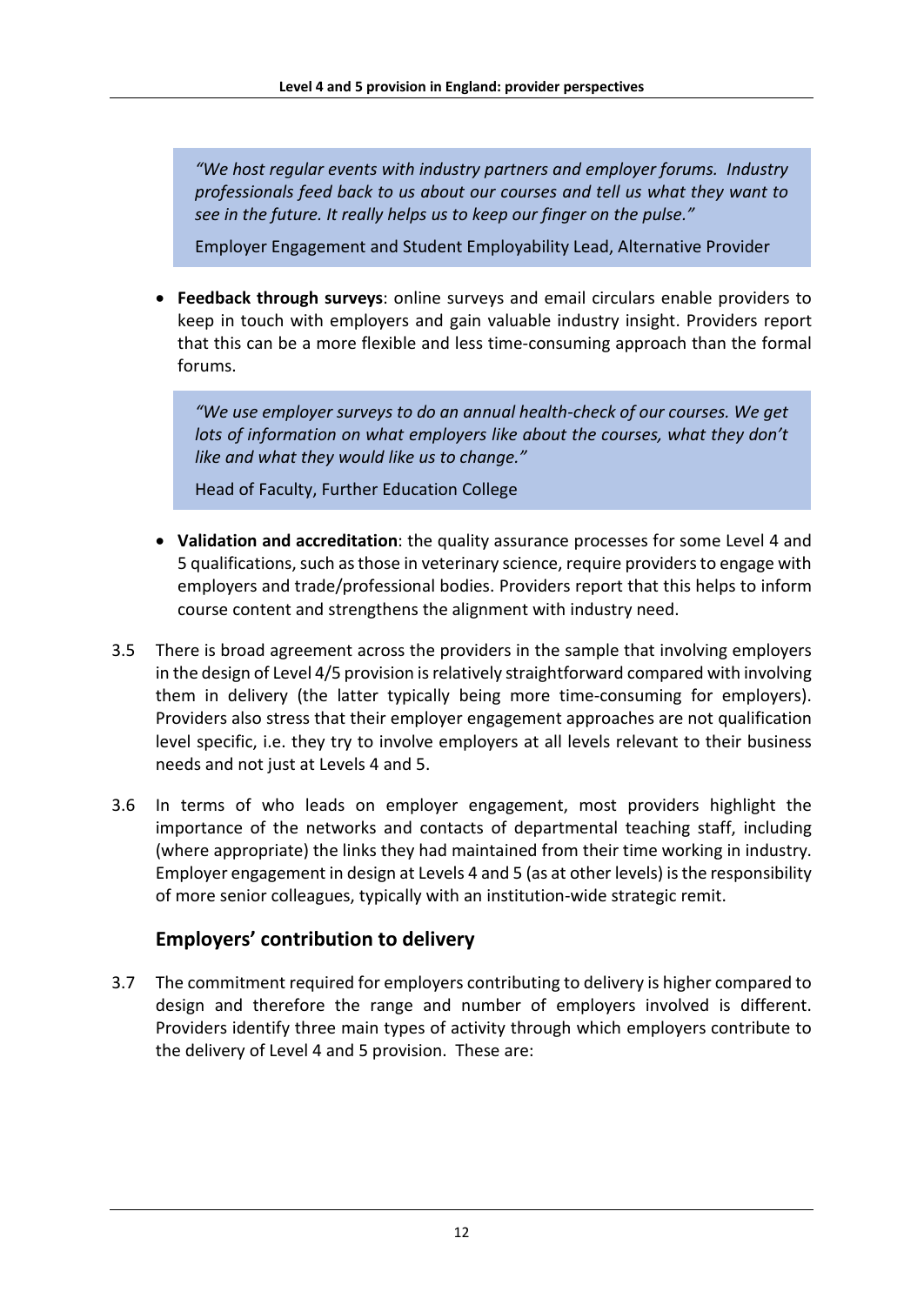> *"We host regular events with industry partners and employer forums. Industry professionals feed back to us about our courses and tell us what they want to see in the future. It really helps us to keep our finger on the pulse."*
>
> Employer Engagement and Student Employability Lead, Alternative Provider

- **Feedback through surveys**: online surveys and email circulars enable providers to keep in touch with employers and gain valuable industry insight. Providers report that this can be a more flexible and less time-consuming approach than the formal forums.

> *"We use employer surveys to do an annual health-check of our courses. We get lots of information on what employers like about the courses, what they don't like and what they would like us to change."*
>
> Head of Faculty, Further Education College

- **Validation and accreditation**: the quality assurance processes for some Level 4 and 5 qualifications, such as those in veterinary science, require providers to engage with employers and trade/professional bodies. Providers report that this helps to inform course content and strengthens the alignment with industry need.

3.5 There is broad agreement across the providers in the sample that involving employers in the design of Level 4/5 provision is relatively straightforward compared with involving them in delivery (the latter typically being more time-consuming for employers). Providers also stress that their employer engagement approaches are not qualification level specific, i.e. they try to involve employers at all levels relevant to their business needs and not just at Levels 4 and 5.

3.6 In terms of who leads on employer engagement, most providers highlight the importance of the networks and contacts of departmental teaching staff, including (where appropriate) the links they had maintained from their time working in industry. Employer engagement in design at Levels 4 and 5 (as at other levels) is the responsibility of more senior colleagues, typically with an institution-wide strategic remit.

### Employers' contribution to delivery

3.7 The commitment required for employers contributing to delivery is higher compared to design and therefore the range and number of employers involved is different. Providers identify three main types of activity through which employers contribute to the delivery of Level 4 and 5 provision. These are: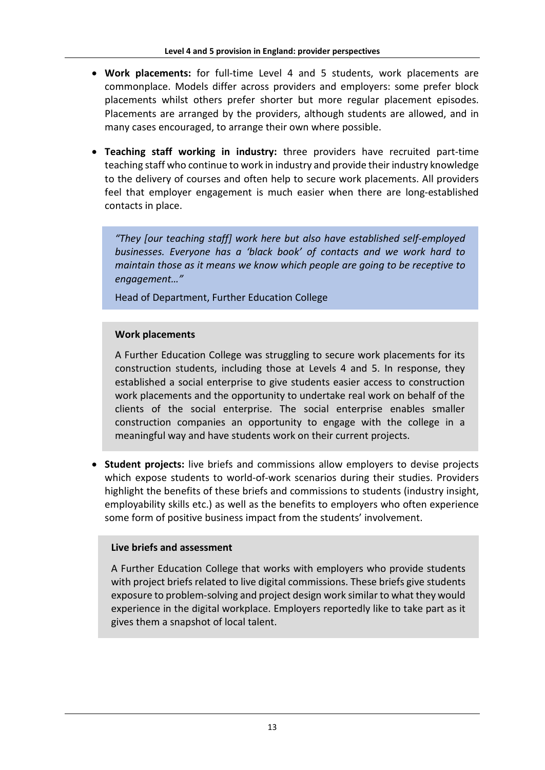- **Work placements:** for full-time Level 4 and 5 students, work placements are commonplace. Models differ across providers and employers: some prefer block placements whilst others prefer shorter but more regular placement episodes. Placements are arranged by the providers, although students are allowed, and in many cases encouraged, to arrange their own where possible.

- **Teaching staff working in industry:** three providers have recruited part-time teaching staff who continue to work in industry and provide their industry knowledge to the delivery of courses and often help to secure work placements. All providers feel that employer engagement is much easier when there are long-established contacts in place.

> *"They [our teaching staff] work here but also have established self-employed businesses. Everyone has a 'black book' of contacts and we work hard to maintain those as it means we know which people are going to be receptive to engagement…"*
>
> Head of Department, Further Education College

> **Work placements**
>
> A Further Education College was struggling to secure work placements for its construction students, including those at Levels 4 and 5. In response, they established a social enterprise to give students easier access to construction work placements and the opportunity to undertake real work on behalf of the clients of the social enterprise. The social enterprise enables smaller construction companies an opportunity to engage with the college in a meaningful way and have students work on their current projects.

- **Student projects:** live briefs and commissions allow employers to devise projects which expose students to world-of-work scenarios during their studies. Providers highlight the benefits of these briefs and commissions to students (industry insight, employability skills etc.) as well as the benefits to employers who often experience some form of positive business impact from the students' involvement.

> **Live briefs and assessment**
>
> A Further Education College that works with employers who provide students with project briefs related to live digital commissions. These briefs give students exposure to problem-solving and project design work similar to what they would experience in the digital workplace. Employers reportedly like to take part as it gives them a snapshot of local talent.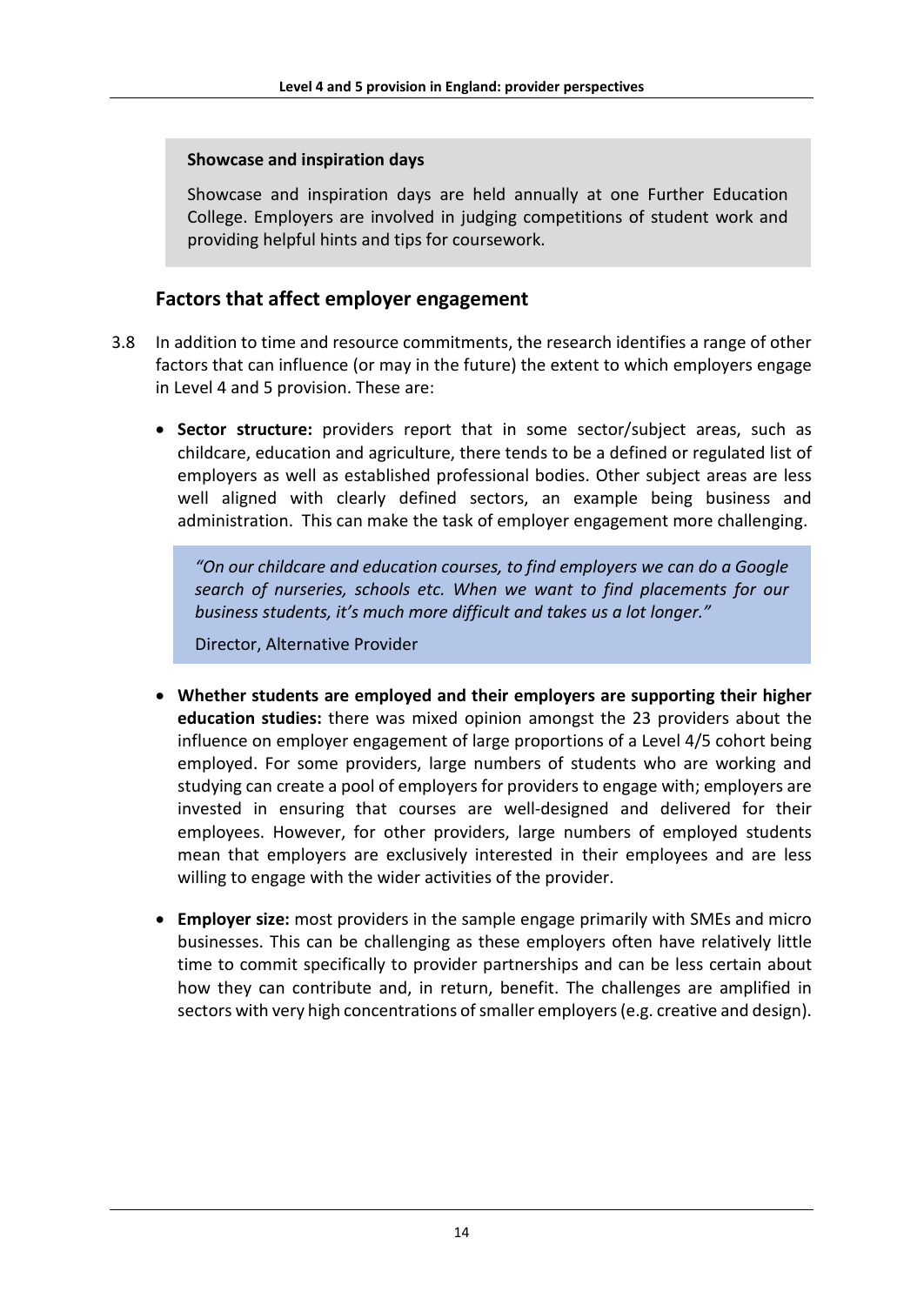> **Showcase and inspiration days**
>
> Showcase and inspiration days are held annually at one Further Education College. Employers are involved in judging competitions of student work and providing helpful hints and tips for coursework.

### Factors that affect employer engagement

3.8 In addition to time and resource commitments, the research identifies a range of other factors that can influence (or may in the future) the extent to which employers engage in Level 4 and 5 provision. These are:

- **Sector structure:** providers report that in some sector/subject areas, such as childcare, education and agriculture, there tends to be a defined or regulated list of employers as well as established professional bodies. Other subject areas are less well aligned with clearly defined sectors, an example being business and administration. This can make the task of employer engagement more challenging.

> *"On our childcare and education courses, to find employers we can do a Google search of nurseries, schools etc. When we want to find placements for our business students, it's much more difficult and takes us a lot longer."*
>
> Director, Alternative Provider

- **Whether students are employed and their employers are supporting their higher education studies:** there was mixed opinion amongst the 23 providers about the influence on employer engagement of large proportions of a Level 4/5 cohort being employed. For some providers, large numbers of students who are working and studying can create a pool of employers for providers to engage with; employers are invested in ensuring that courses are well-designed and delivered for their employees. However, for other providers, large numbers of employed students mean that employers are exclusively interested in their employees and are less willing to engage with the wider activities of the provider.

- **Employer size:** most providers in the sample engage primarily with SMEs and micro businesses. This can be challenging as these employers often have relatively little time to commit specifically to provider partnerships and can be less certain about how they can contribute and, in return, benefit. The challenges are amplified in sectors with very high concentrations of smaller employers (e.g. creative and design).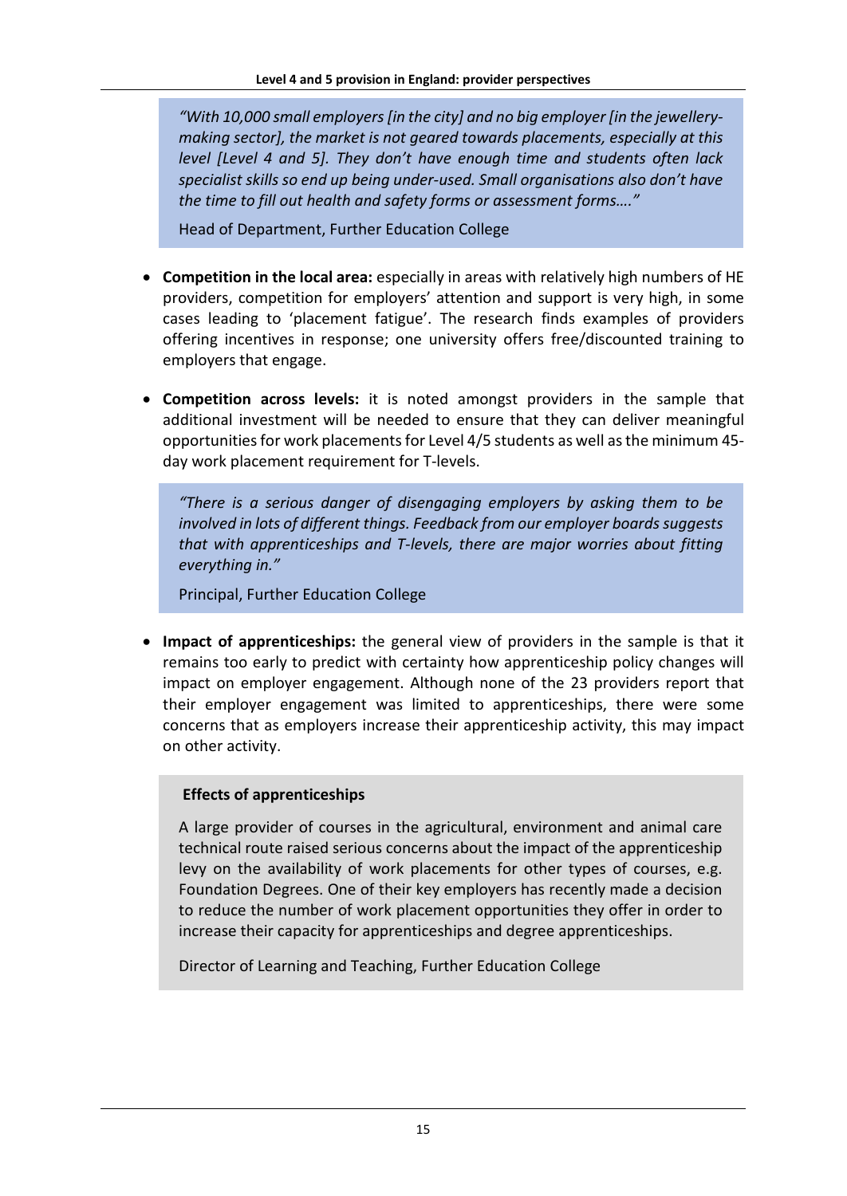> *"With 10,000 small employers [in the city] and no big employer [in the jewellery-making sector], the market is not geared towards placements, especially at this level [Level 4 and 5]. They don't have enough time and students often lack specialist skills so end up being under-used. Small organisations also don't have the time to fill out health and safety forms or assessment forms…."*
>
> Head of Department, Further Education College

- **Competition in the local area:** especially in areas with relatively high numbers of HE providers, competition for employers' attention and support is very high, in some cases leading to 'placement fatigue'. The research finds examples of providers offering incentives in response; one university offers free/discounted training to employers that engage.
- **Competition across levels:** it is noted amongst providers in the sample that additional investment will be needed to ensure that they can deliver meaningful opportunities for work placements for Level 4/5 students as well as the minimum 45-day work placement requirement for T-levels.

> *"There is a serious danger of disengaging employers by asking them to be involved in lots of different things. Feedback from our employer boards suggests that with apprenticeships and T-levels, there are major worries about fitting everything in."*
>
> Principal, Further Education College

- **Impact of apprenticeships:** the general view of providers in the sample is that it remains too early to predict with certainty how apprenticeship policy changes will impact on employer engagement. Although none of the 23 providers report that their employer engagement was limited to apprenticeships, there were some concerns that as employers increase their apprenticeship activity, this may impact on other activity.

> **Effects of apprenticeships**
>
> A large provider of courses in the agricultural, environment and animal care technical route raised serious concerns about the impact of the apprenticeship levy on the availability of work placements for other types of courses, e.g. Foundation Degrees. One of their key employers has recently made a decision to reduce the number of work placement opportunities they offer in order to increase their capacity for apprenticeships and degree apprenticeships.
>
> Director of Learning and Teaching, Further Education College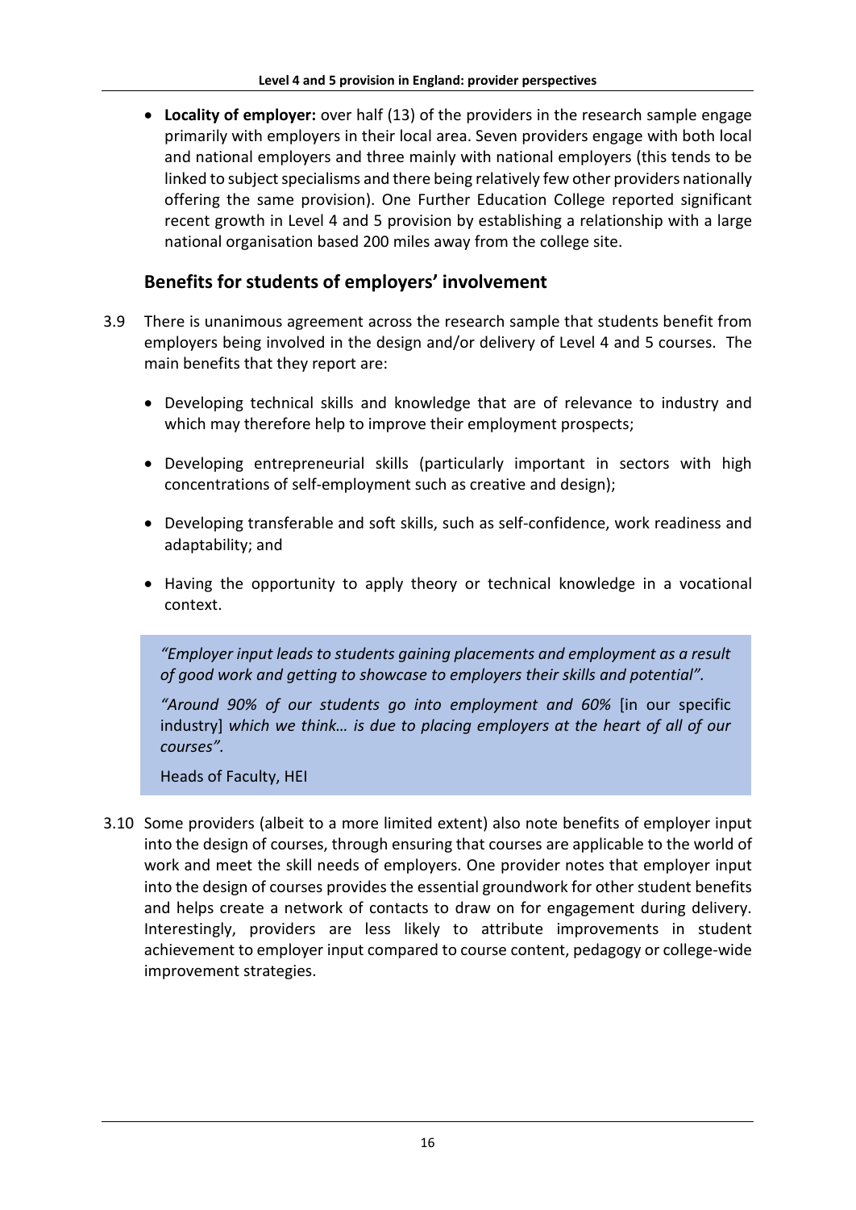- **Locality of employer:** over half (13) of the providers in the research sample engage primarily with employers in their local area. Seven providers engage with both local and national employers and three mainly with national employers (this tends to be linked to subject specialisms and there being relatively few other providers nationally offering the same provision). One Further Education College reported significant recent growth in Level 4 and 5 provision by establishing a relationship with a large national organisation based 200 miles away from the college site.

## Benefits for students of employers' involvement

3.9 There is unanimous agreement across the research sample that students benefit from employers being involved in the design and/or delivery of Level 4 and 5 courses. The main benefits that they report are:

- Developing technical skills and knowledge that are of relevance to industry and which may therefore help to improve their employment prospects;
- Developing entrepreneurial skills (particularly important in sectors with high concentrations of self-employment such as creative and design);
- Developing transferable and soft skills, such as self-confidence, work readiness and adaptability; and
- Having the opportunity to apply theory or technical knowledge in a vocational context.

> *"Employer input leads to students gaining placements and employment as a result of good work and getting to showcase to employers their skills and potential".*
>
> *"Around 90% of our students go into employment and 60%* [in our specific industry] *which we think… is due to placing employers at the heart of all of our courses".*
>
> Heads of Faculty, HEI

3.10 Some providers (albeit to a more limited extent) also note benefits of employer input into the design of courses, through ensuring that courses are applicable to the world of work and meet the skill needs of employers. One provider notes that employer input into the design of courses provides the essential groundwork for other student benefits and helps create a network of contacts to draw on for engagement during delivery. Interestingly, providers are less likely to attribute improvements in student achievement to employer input compared to course content, pedagogy or college-wide improvement strategies.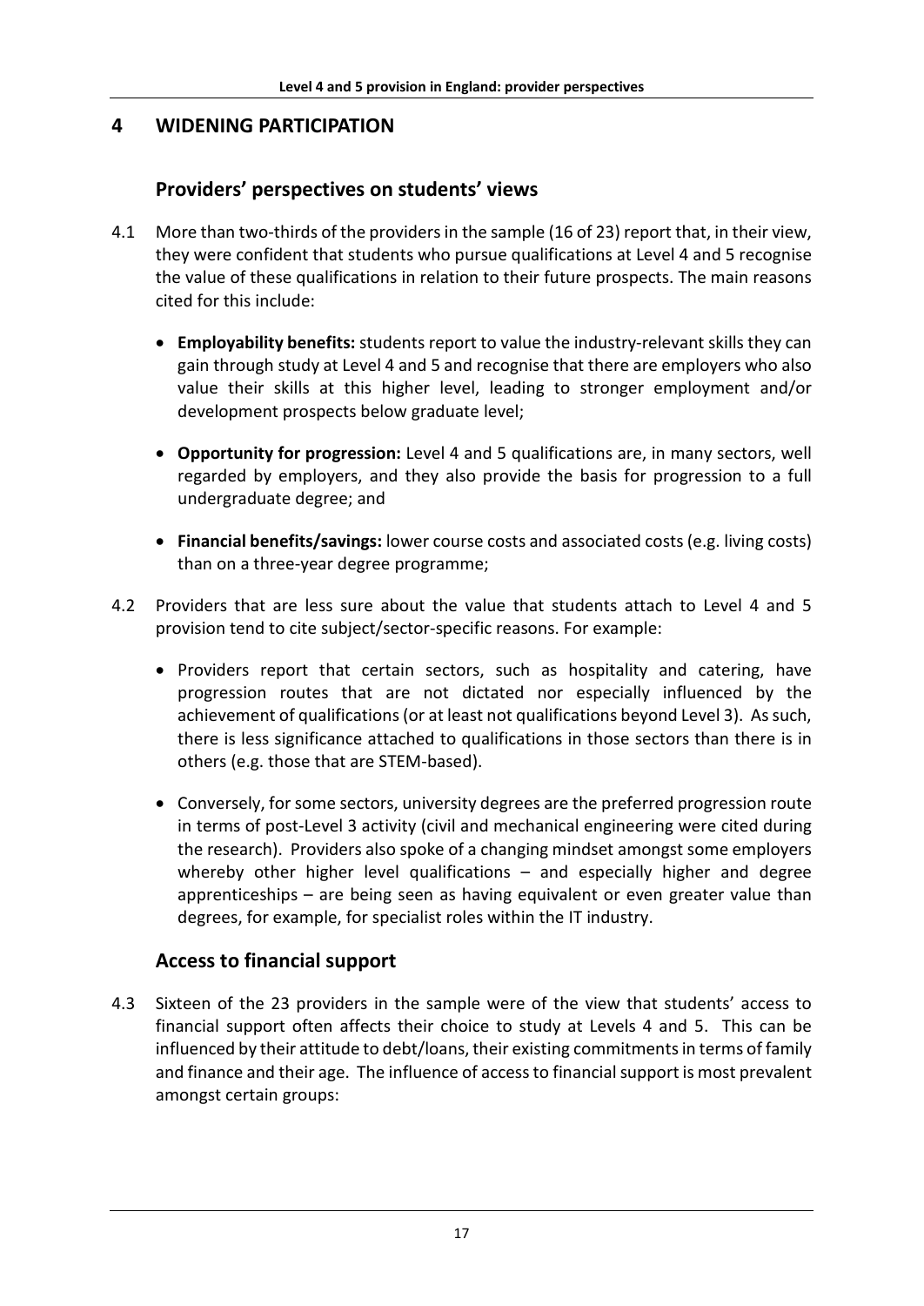# 4 WIDENING PARTICIPATION

## Providers' perspectives on students' views

4.1 More than two-thirds of the providers in the sample (16 of 23) report that, in their view, they were confident that students who pursue qualifications at Level 4 and 5 recognise the value of these qualifications in relation to their future prospects. The main reasons cited for this include:

- **Employability benefits:** students report to value the industry-relevant skills they can gain through study at Level 4 and 5 and recognise that there are employers who also value their skills at this higher level, leading to stronger employment and/or development prospects below graduate level;
- **Opportunity for progression:** Level 4 and 5 qualifications are, in many sectors, well regarded by employers, and they also provide the basis for progression to a full undergraduate degree; and
- **Financial benefits/savings:** lower course costs and associated costs (e.g. living costs) than on a three-year degree programme;

4.2 Providers that are less sure about the value that students attach to Level 4 and 5 provision tend to cite subject/sector-specific reasons. For example:

- Providers report that certain sectors, such as hospitality and catering, have progression routes that are not dictated nor especially influenced by the achievement of qualifications (or at least not qualifications beyond Level 3). As such, there is less significance attached to qualifications in those sectors than there is in others (e.g. those that are STEM-based).
- Conversely, for some sectors, university degrees are the preferred progression route in terms of post-Level 3 activity (civil and mechanical engineering were cited during the research). Providers also spoke of a changing mindset amongst some employers whereby other higher level qualifications – and especially higher and degree apprenticeships – are being seen as having equivalent or even greater value than degrees, for example, for specialist roles within the IT industry.

## Access to financial support

4.3 Sixteen of the 23 providers in the sample were of the view that students' access to financial support often affects their choice to study at Levels 4 and 5. This can be influenced by their attitude to debt/loans, their existing commitments in terms of family and finance and their age. The influence of access to financial support is most prevalent amongst certain groups: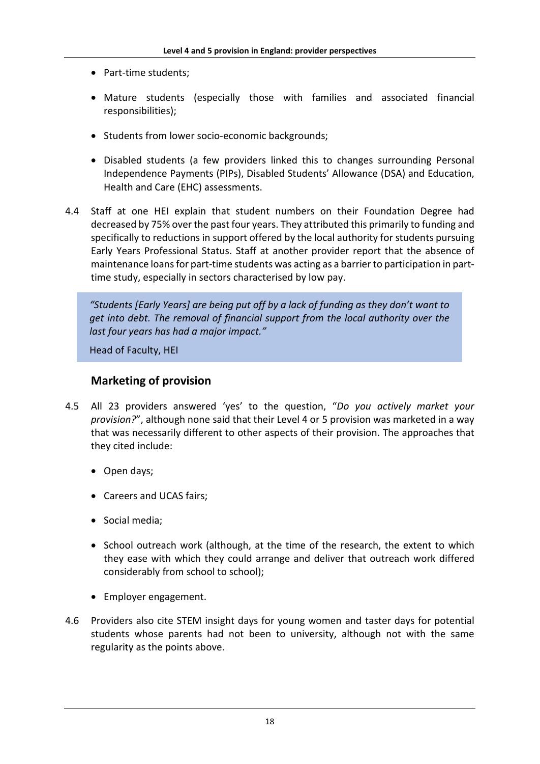- Part-time students;
- Mature students (especially those with families and associated financial responsibilities);
- Students from lower socio-economic backgrounds;
- Disabled students (a few providers linked this to changes surrounding Personal Independence Payments (PIPs), Disabled Students' Allowance (DSA) and Education, Health and Care (EHC) assessments.

4.4 Staff at one HEI explain that student numbers on their Foundation Degree had decreased by 75% over the past four years. They attributed this primarily to funding and specifically to reductions in support offered by the local authority for students pursuing Early Years Professional Status. Staff at another provider report that the absence of maintenance loans for part-time students was acting as a barrier to participation in part-time study, especially in sectors characterised by low pay.

> *"Students [Early Years] are being put off by a lack of funding as they don't want to get into debt. The removal of financial support from the local authority over the last four years has had a major impact."*
>
> Head of Faculty, HEI

### Marketing of provision

4.5 All 23 providers answered 'yes' to the question, "*Do you actively market your provision?*", although none said that their Level 4 or 5 provision was marketed in a way that was necessarily different to other aspects of their provision. The approaches that they cited include:

- Open days;
- Careers and UCAS fairs;
- Social media;
- School outreach work (although, at the time of the research, the extent to which they ease with which they could arrange and deliver that outreach work differed considerably from school to school);
- Employer engagement.

4.6 Providers also cite STEM insight days for young women and taster days for potential students whose parents had not been to university, although not with the same regularity as the points above.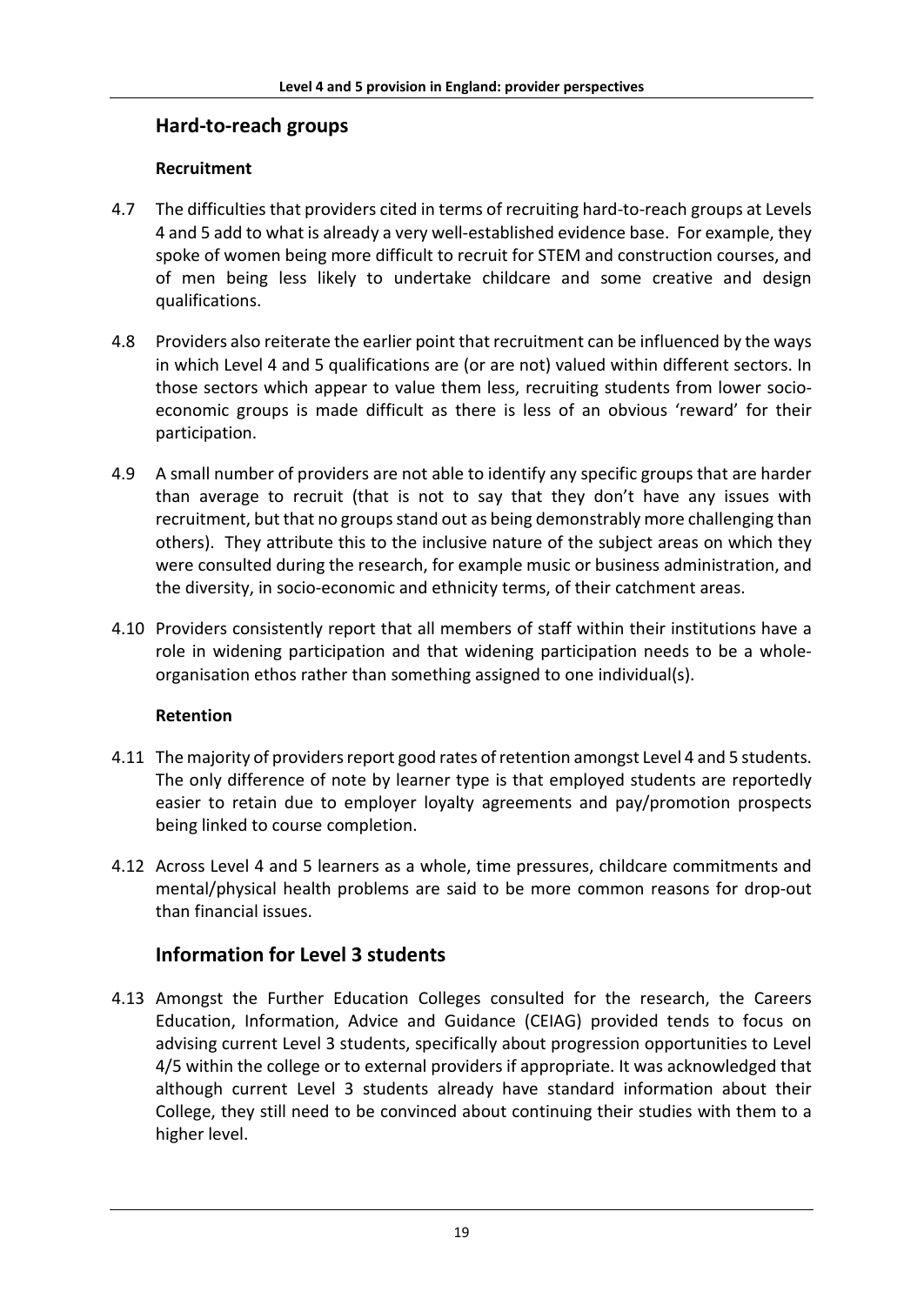## Hard-to-reach groups

### Recruitment

4.7 The difficulties that providers cited in terms of recruiting hard-to-reach groups at Levels 4 and 5 add to what is already a very well-established evidence base. For example, they spoke of women being more difficult to recruit for STEM and construction courses, and of men being less likely to undertake childcare and some creative and design qualifications.

4.8 Providers also reiterate the earlier point that recruitment can be influenced by the ways in which Level 4 and 5 qualifications are (or are not) valued within different sectors. In those sectors which appear to value them less, recruiting students from lower socio-economic groups is made difficult as there is less of an obvious 'reward' for their participation.

4.9 A small number of providers are not able to identify any specific groups that are harder than average to recruit (that is not to say that they don't have any issues with recruitment, but that no groups stand out as being demonstrably more challenging than others). They attribute this to the inclusive nature of the subject areas on which they were consulted during the research, for example music or business administration, and the diversity, in socio-economic and ethnicity terms, of their catchment areas.

4.10 Providers consistently report that all members of staff within their institutions have a role in widening participation and that widening participation needs to be a whole-organisation ethos rather than something assigned to one individual(s).

### Retention

4.11 The majority of providers report good rates of retention amongst Level 4 and 5 students. The only difference of note by learner type is that employed students are reportedly easier to retain due to employer loyalty agreements and pay/promotion prospects being linked to course completion.

4.12 Across Level 4 and 5 learners as a whole, time pressures, childcare commitments and mental/physical health problems are said to be more common reasons for drop-out than financial issues.

## Information for Level 3 students

4.13 Amongst the Further Education Colleges consulted for the research, the Careers Education, Information, Advice and Guidance (CEIAG) provided tends to focus on advising current Level 3 students, specifically about progression opportunities to Level 4/5 within the college or to external providers if appropriate. It was acknowledged that although current Level 3 students already have standard information about their College, they still need to be convinced about continuing their studies with them to a higher level.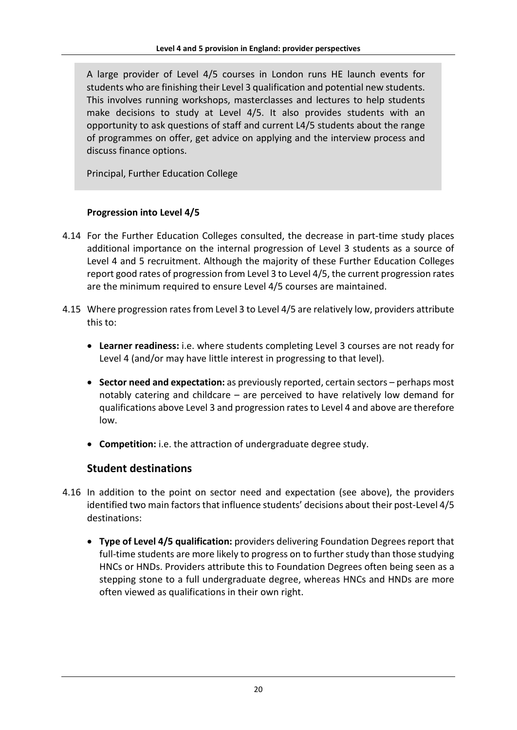> A large provider of Level 4/5 courses in London runs HE launch events for students who are finishing their Level 3 qualification and potential new students. This involves running workshops, masterclasses and lectures to help students make decisions to study at Level 4/5. It also provides students with an opportunity to ask questions of staff and current L4/5 students about the range of programmes on offer, get advice on applying and the interview process and discuss finance options.
>
> Principal, Further Education College

#### Progression into Level 4/5

4.14 For the Further Education Colleges consulted, the decrease in part-time study places additional importance on the internal progression of Level 3 students as a source of Level 4 and 5 recruitment. Although the majority of these Further Education Colleges report good rates of progression from Level 3 to Level 4/5, the current progression rates are the minimum required to ensure Level 4/5 courses are maintained.

4.15 Where progression rates from Level 3 to Level 4/5 are relatively low, providers attribute this to:

- **Learner readiness:** i.e. where students completing Level 3 courses are not ready for Level 4 (and/or may have little interest in progressing to that level).
- **Sector need and expectation:** as previously reported, certain sectors – perhaps most notably catering and childcare – are perceived to have relatively low demand for qualifications above Level 3 and progression rates to Level 4 and above are therefore low.
- **Competition:** i.e. the attraction of undergraduate degree study.

### Student destinations

4.16 In addition to the point on sector need and expectation (see above), the providers identified two main factors that influence students' decisions about their post-Level 4/5 destinations:

- **Type of Level 4/5 qualification:** providers delivering Foundation Degrees report that full-time students are more likely to progress on to further study than those studying HNCs or HNDs. Providers attribute this to Foundation Degrees often being seen as a stepping stone to a full undergraduate degree, whereas HNCs and HNDs are more often viewed as qualifications in their own right.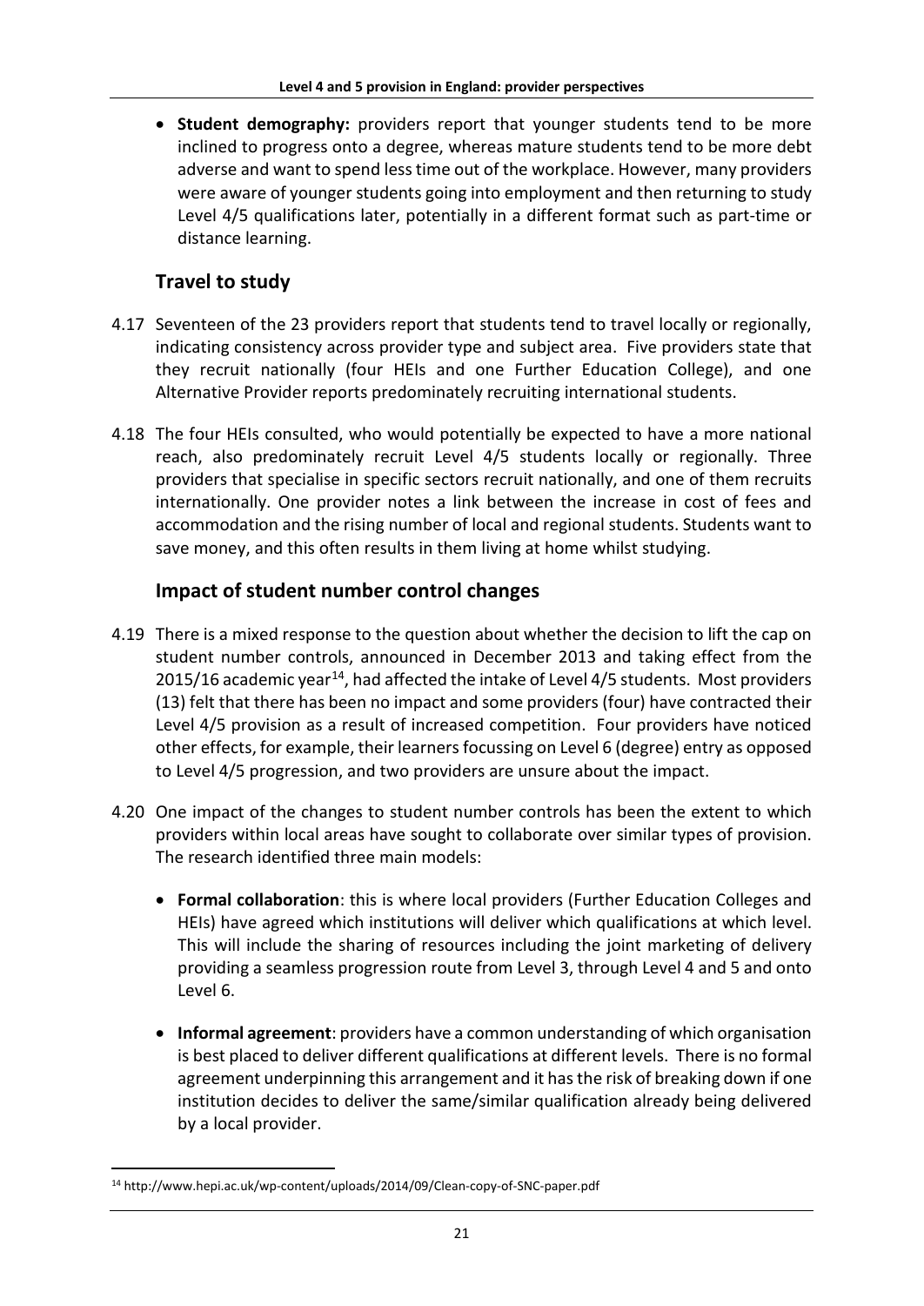- **Student demography:** providers report that younger students tend to be more inclined to progress onto a degree, whereas mature students tend to be more debt adverse and want to spend less time out of the workplace. However, many providers were aware of younger students going into employment and then returning to study Level 4/5 qualifications later, potentially in a different format such as part-time or distance learning.

## Travel to study

4.17 Seventeen of the 23 providers report that students tend to travel locally or regionally, indicating consistency across provider type and subject area. Five providers state that they recruit nationally (four HEIs and one Further Education College), and one Alternative Provider reports predominately recruiting international students.

4.18 The four HEIs consulted, who would potentially be expected to have a more national reach, also predominately recruit Level 4/5 students locally or regionally. Three providers that specialise in specific sectors recruit nationally, and one of them recruits internationally. One provider notes a link between the increase in cost of fees and accommodation and the rising number of local and regional students. Students want to save money, and this often results in them living at home whilst studying.

## Impact of student number control changes

4.19 There is a mixed response to the question about whether the decision to lift the cap on student number controls, announced in December 2013 and taking effect from the 2015/16 academic year[14], had affected the intake of Level 4/5 students. Most providers (13) felt that there has been no impact and some providers (four) have contracted their Level 4/5 provision as a result of increased competition. Four providers have noticed other effects, for example, their learners focussing on Level 6 (degree) entry as opposed to Level 4/5 progression, and two providers are unsure about the impact.

4.20 One impact of the changes to student number controls has been the extent to which providers within local areas have sought to collaborate over similar types of provision. The research identified three main models:

- **Formal collaboration**: this is where local providers (Further Education Colleges and HEIs) have agreed which institutions will deliver which qualifications at which level. This will include the sharing of resources including the joint marketing of delivery providing a seamless progression route from Level 3, through Level 4 and 5 and onto Level 6.

- **Informal agreement**: providers have a common understanding of which organisation is best placed to deliver different qualifications at different levels. There is no formal agreement underpinning this arrangement and it has the risk of breaking down if one institution decides to deliver the same/similar qualification already being delivered by a local provider.

[14] http://www.hepi.ac.uk/wp-content/uploads/2014/09/Clean-copy-of-SNC-paper.pdf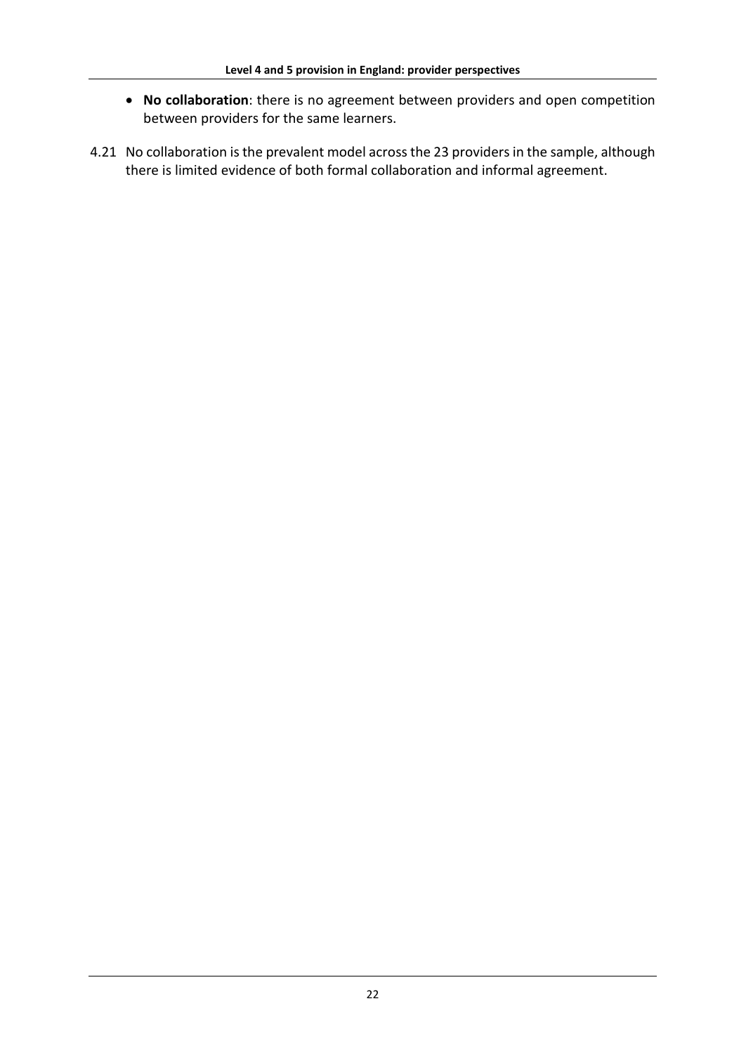- **No collaboration**: there is no agreement between providers and open competition between providers for the same learners.

4.21 No collaboration is the prevalent model across the 23 providers in the sample, although there is limited evidence of both formal collaboration and informal agreement.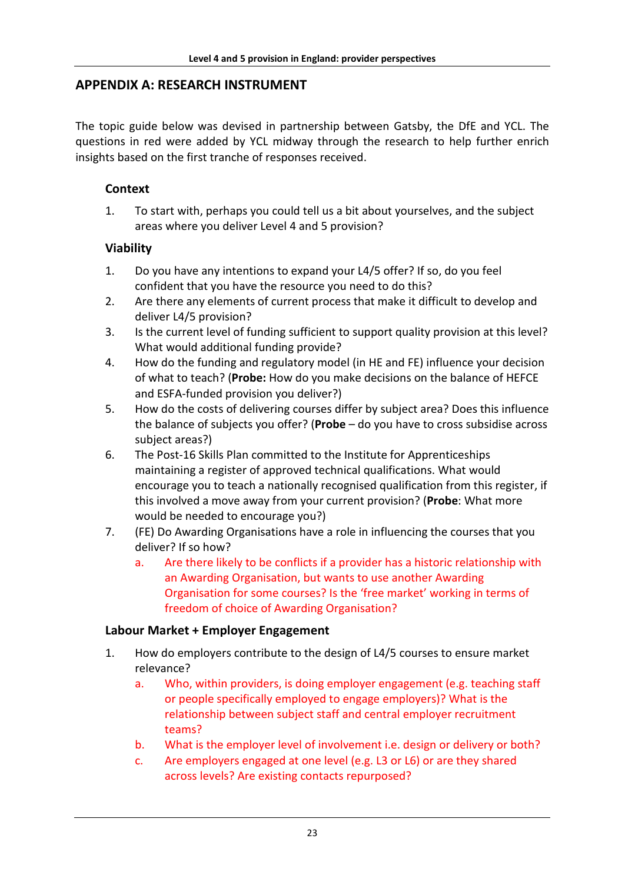## APPENDIX A: RESEARCH INSTRUMENT

The topic guide below was devised in partnership between Gatsby, the DfE and YCL. The questions in red were added by YCL midway through the research to help further enrich insights based on the first tranche of responses received.

### Context

1. To start with, perhaps you could tell us a bit about yourselves, and the subject areas where you deliver Level 4 and 5 provision?

### Viability

1. Do you have any intentions to expand your L4/5 offer? If so, do you feel confident that you have the resource you need to do this?
2. Are there any elements of current process that make it difficult to develop and deliver L4/5 provision?
3. Is the current level of funding sufficient to support quality provision at this level? What would additional funding provide?
4. How do the funding and regulatory model (in HE and FE) influence your decision of what to teach? (**Probe:** How do you make decisions on the balance of HEFCE and ESFA-funded provision you deliver?)
5. How do the costs of delivering courses differ by subject area? Does this influence the balance of subjects you offer? (**Probe** – do you have to cross subsidise across subject areas?)
6. The Post-16 Skills Plan committed to the Institute for Apprenticeships maintaining a register of approved technical qualifications. What would encourage you to teach a nationally recognised qualification from this register, if this involved a move away from your current provision? (**Probe**: What more would be needed to encourage you?)
7. (FE) Do Awarding Organisations have a role in influencing the courses that you deliver? If so how?
   a. Are there likely to be conflicts if a provider has a historic relationship with an Awarding Organisation, but wants to use another Awarding Organisation for some courses? Is the 'free market' working in terms of freedom of choice of Awarding Organisation?

### Labour Market + Employer Engagement

1. How do employers contribute to the design of L4/5 courses to ensure market relevance?
   a. Who, within providers, is doing employer engagement (e.g. teaching staff or people specifically employed to engage employers)? What is the relationship between subject staff and central employer recruitment teams?
   b. What is the employer level of involvement i.e. design or delivery or both?
   c. Are employers engaged at one level (e.g. L3 or L6) or are they shared across levels? Are existing contacts repurposed?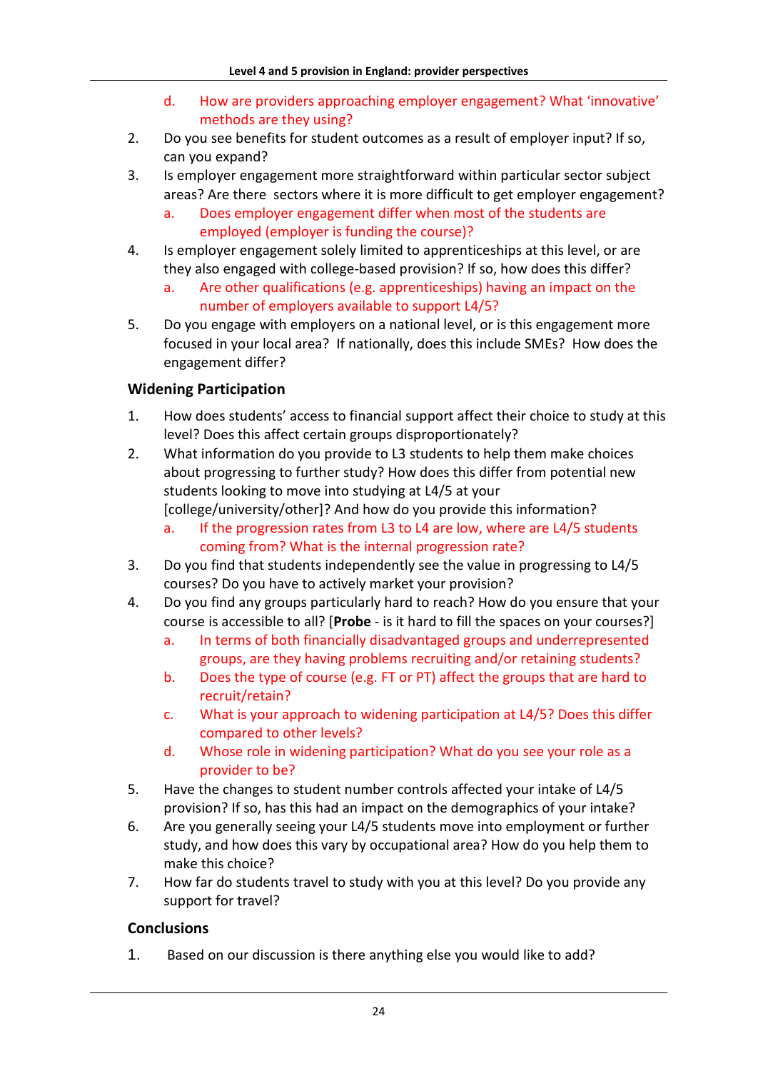d. How are providers approaching employer engagement? What 'innovative' methods are they using?

2. Do you see benefits for student outcomes as a result of employer input? If so, can you expand?
3. Is employer engagement more straightforward within particular sector subject areas? Are there sectors where it is more difficult to get employer engagement?
   a. Does employer engagement differ when most of the students are employed (employer is funding the course)?
4. Is employer engagement solely limited to apprenticeships at this level, or are they also engaged with college-based provision? If so, how does this differ?
   a. Are other qualifications (e.g. apprenticeships) having an impact on the number of employers available to support L4/5?
5. Do you engage with employers on a national level, or is this engagement more focused in your local area? If nationally, does this include SMEs? How does the engagement differ?

### Widening Participation

1. How does students' access to financial support affect their choice to study at this level? Does this affect certain groups disproportionately?
2. What information do you provide to L3 students to help them make choices about progressing to further study? How does this differ from potential new students looking to move into studying at L4/5 at your [college/university/other]? And how do you provide this information?
   a. If the progression rates from L3 to L4 are low, where are L4/5 students coming from? What is the internal progression rate?
3. Do you find that students independently see the value in progressing to L4/5 courses? Do you have to actively market your provision?
4. Do you find any groups particularly hard to reach? How do you ensure that your course is accessible to all? [**Probe** - is it hard to fill the spaces on your courses?]
   a. In terms of both financially disadvantaged groups and underrepresented groups, are they having problems recruiting and/or retaining students?
   b. Does the type of course (e.g. FT or PT) affect the groups that are hard to recruit/retain?
   c. What is your approach to widening participation at L4/5? Does this differ compared to other levels?
   d. Whose role in widening participation? What do you see your role as a provider to be?
5. Have the changes to student number controls affected your intake of L4/5 provision? If so, has this had an impact on the demographics of your intake?
6. Are you generally seeing your L4/5 students move into employment or further study, and how does this vary by occupational area? How do you help them to make this choice?
7. How far do students travel to study with you at this level? Do you provide any support for travel?

### Conclusions

1. Based on our discussion is there anything else you would like to add?